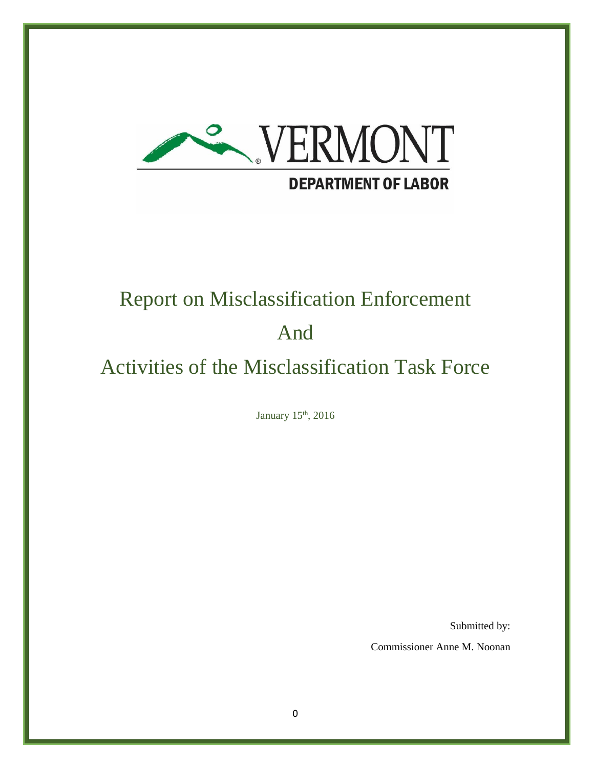VERMONT

DEPARTMENT OF LABOR

# Report on Misclassification Enforcement And Activities of the Misclassification Task Force

January 15th, 2016

Submitted by:

Commissioner Anne M. Noonan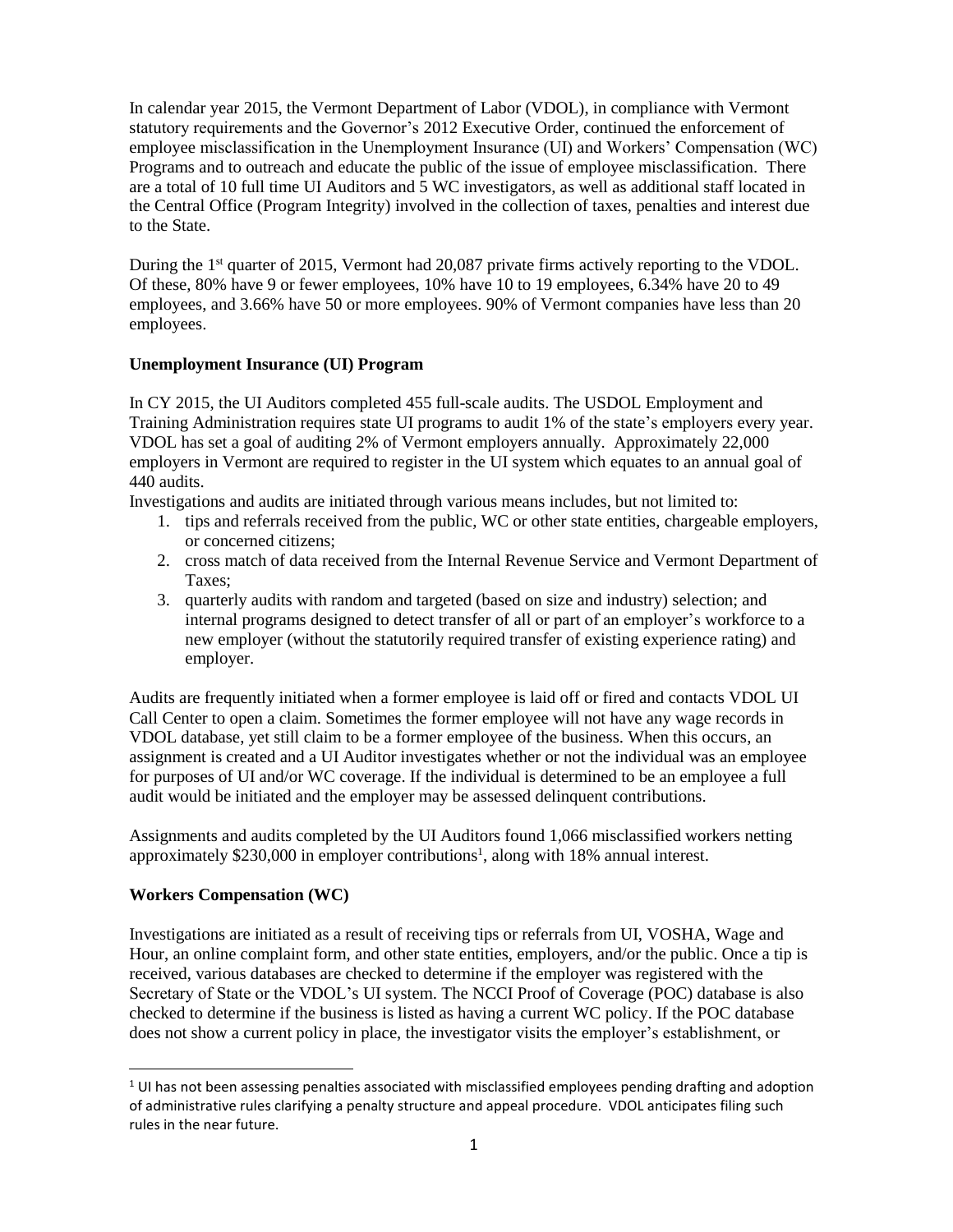In calendar year 2015, the Vermont Department of Labor (VDOL), in compliance with Vermont statutory requirements and the Governor's 2012 Executive Order, continued the enforcement of employee misclassification in the Unemployment Insurance (UI) and Workers' Compensation (WC) Programs and to outreach and educate the public of the issue of employee misclassification. There are a total of 10 full time UI Auditors and 5 WC investigators, as well as additional staff located in the Central Office (Program Integrity) involved in the collection of taxes, penalties and interest due to the State.

During the 1st quarter of 2015, Vermont had 20,087 private firms actively reporting to the VDOL. Of these, 80% have 9 or fewer employees, 10% have 10 to 19 employees, 6.34% have 20 to 49 employees, and 3.66% have 50 or more employees. 90% of Vermont companies have less than 20 employees.

**Unemployment Insurance (UI) Program**

In CY 2015, the UI Auditors completed 455 full-scale audits. The USDOL Employment and Training Administration requires state UI programs to audit 1% of the state's employers every year. VDOL has set a goal of auditing 2% of Vermont employers annually. Approximately 22,000 employers in Vermont are required to register in the UI system which equates to an annual goal of 440 audits.

Investigations and audits are initiated through various means includes, but not limited to:

1. tips and referrals received from the public, WC or other state entities, chargeable employers, or concerned citizens;
2. cross match of data received from the Internal Revenue Service and Vermont Department of Taxes;
3. quarterly audits with random and targeted (based on size and industry) selection; and internal programs designed to detect transfer of all or part of an employer's workforce to a new employer (without the statutorily required transfer of existing experience rating) and employer.

Audits are frequently initiated when a former employee is laid off or fired and contacts VDOL UI Call Center to open a claim. Sometimes the former employee will not have any wage records in VDOL database, yet still claim to be a former employee of the business. When this occurs, an assignment is created and a UI Auditor investigates whether or not the individual was an employee for purposes of UI and/or WC coverage. If the individual is determined to be an employee a full audit would be initiated and the employer may be assessed delinquent contributions.

Assignments and audits completed by the UI Auditors found 1,066 misclassified workers netting approximately $230,000 in employer contributions[1], along with 18% annual interest.

**Workers Compensation (WC)**

Investigations are initiated as a result of receiving tips or referrals from UI, VOSHA, Wage and Hour, an online complaint form, and other state entities, employers, and/or the public. Once a tip is received, various databases are checked to determine if the employer was registered with the Secretary of State or the VDOL's UI system. The NCCI Proof of Coverage (POC) database is also checked to determine if the business is listed as having a current WC policy. If the POC database does not show a current policy in place, the investigator visits the employer's establishment, or

[1] UI has not been assessing penalties associated with misclassified employees pending drafting and adoption of administrative rules clarifying a penalty structure and appeal procedure. VDOL anticipates filing such rules in the near future.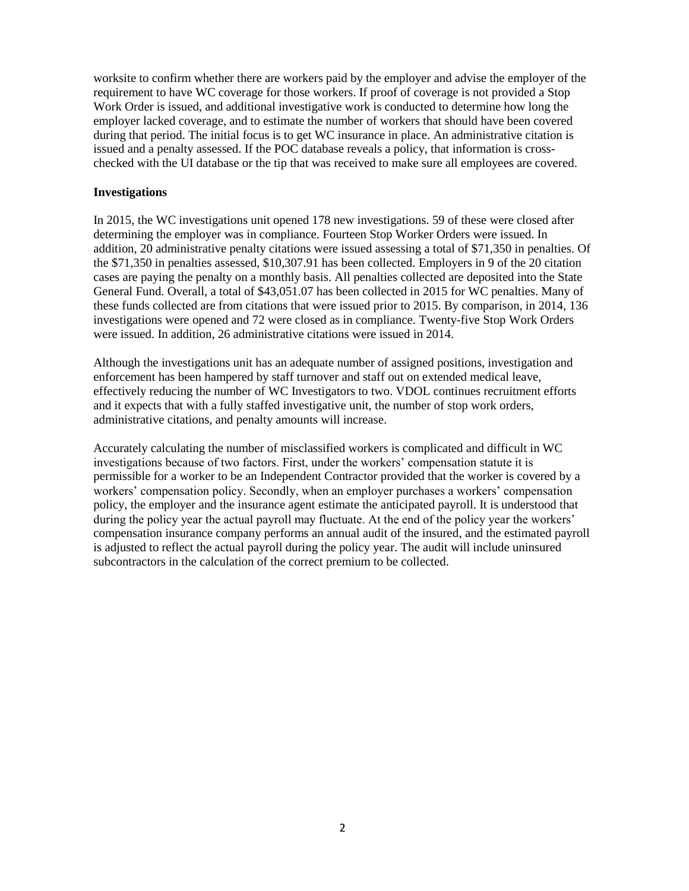worksite to confirm whether there are workers paid by the employer and advise the employer of the requirement to have WC coverage for those workers. If proof of coverage is not provided a Stop Work Order is issued, and additional investigative work is conducted to determine how long the employer lacked coverage, and to estimate the number of workers that should have been covered during that period. The initial focus is to get WC insurance in place. An administrative citation is issued and a penalty assessed. If the POC database reveals a policy, that information is cross-checked with the UI database or the tip that was received to make sure all employees are covered.

**Investigations**

In 2015, the WC investigations unit opened 178 new investigations. 59 of these were closed after determining the employer was in compliance. Fourteen Stop Worker Orders were issued. In addition, 20 administrative penalty citations were issued assessing a total of $71,350 in penalties. Of the $71,350 in penalties assessed, $10,307.91 has been collected. Employers in 9 of the 20 citation cases are paying the penalty on a monthly basis. All penalties collected are deposited into the State General Fund. Overall, a total of $43,051.07 has been collected in 2015 for WC penalties. Many of these funds collected are from citations that were issued prior to 2015. By comparison, in 2014, 136 investigations were opened and 72 were closed as in compliance. Twenty-five Stop Work Orders were issued. In addition, 26 administrative citations were issued in 2014.

Although the investigations unit has an adequate number of assigned positions, investigation and enforcement has been hampered by staff turnover and staff out on extended medical leave, effectively reducing the number of WC Investigators to two. VDOL continues recruitment efforts and it expects that with a fully staffed investigative unit, the number of stop work orders, administrative citations, and penalty amounts will increase.

Accurately calculating the number of misclassified workers is complicated and difficult in WC investigations because of two factors. First, under the workers' compensation statute it is permissible for a worker to be an Independent Contractor provided that the worker is covered by a workers' compensation policy. Secondly, when an employer purchases a workers' compensation policy, the employer and the insurance agent estimate the anticipated payroll. It is understood that during the policy year the actual payroll may fluctuate. At the end of the policy year the workers' compensation insurance company performs an annual audit of the insured, and the estimated payroll is adjusted to reflect the actual payroll during the policy year. The audit will include uninsured subcontractors in the calculation of the correct premium to be collected.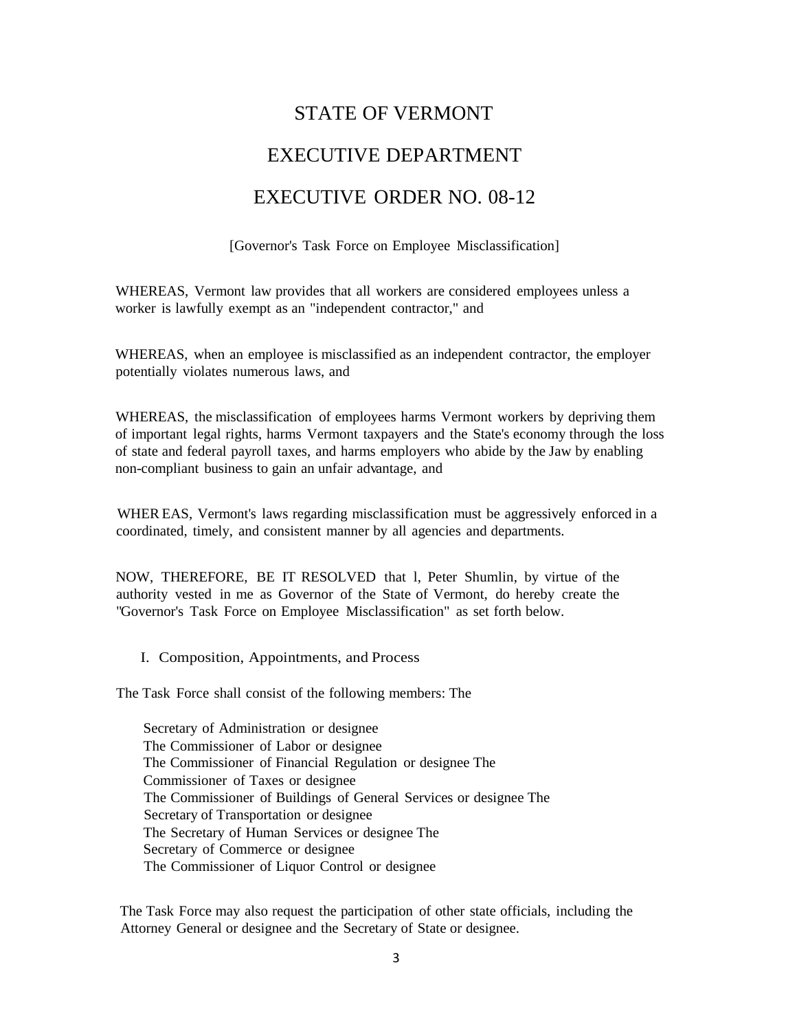# STATE OF VERMONT

# EXECUTIVE DEPARTMENT

# EXECUTIVE ORDER NO. 08-12

[Governor's Task Force on Employee Misclassification]

WHEREAS, Vermont law provides that all workers are considered employees unless a worker is lawfully exempt as an "independent contractor," and

WHEREAS, when an employee is misclassified as an independent contractor, the employer potentially violates numerous laws, and

WHEREAS, the misclassification of employees harms Vermont workers by depriving them of important legal rights, harms Vermont taxpayers and the State's economy through the loss of state and federal payroll taxes, and harms employers who abide by the Jaw by enabling non-compliant business to gain an unfair advantage, and

WHER EAS, Vermont's laws regarding misclassification must be aggressively enforced in a coordinated, timely, and consistent manner by all agencies and departments.

NOW, THEREFORE, BE IT RESOLVED that l, Peter Shumlin, by virtue of the authority vested in me as Governor of the State of Vermont, do hereby create the "Governor's Task Force on Employee Misclassification" as set forth below.

## I. Composition, Appointments, and Process

The Task Force shall consist of the following members: The

Secretary of Administration or designee
The Commissioner of Labor or designee
The Commissioner of Financial Regulation or designee The
Commissioner of Taxes or designee
The Commissioner of Buildings of General Services or designee The
Secretary of Transportation or designee
The Secretary of Human Services or designee The
Secretary of Commerce or designee
The Commissioner of Liquor Control or designee

The Task Force may also request the participation of other state officials, including the Attorney General or designee and the Secretary of State or designee.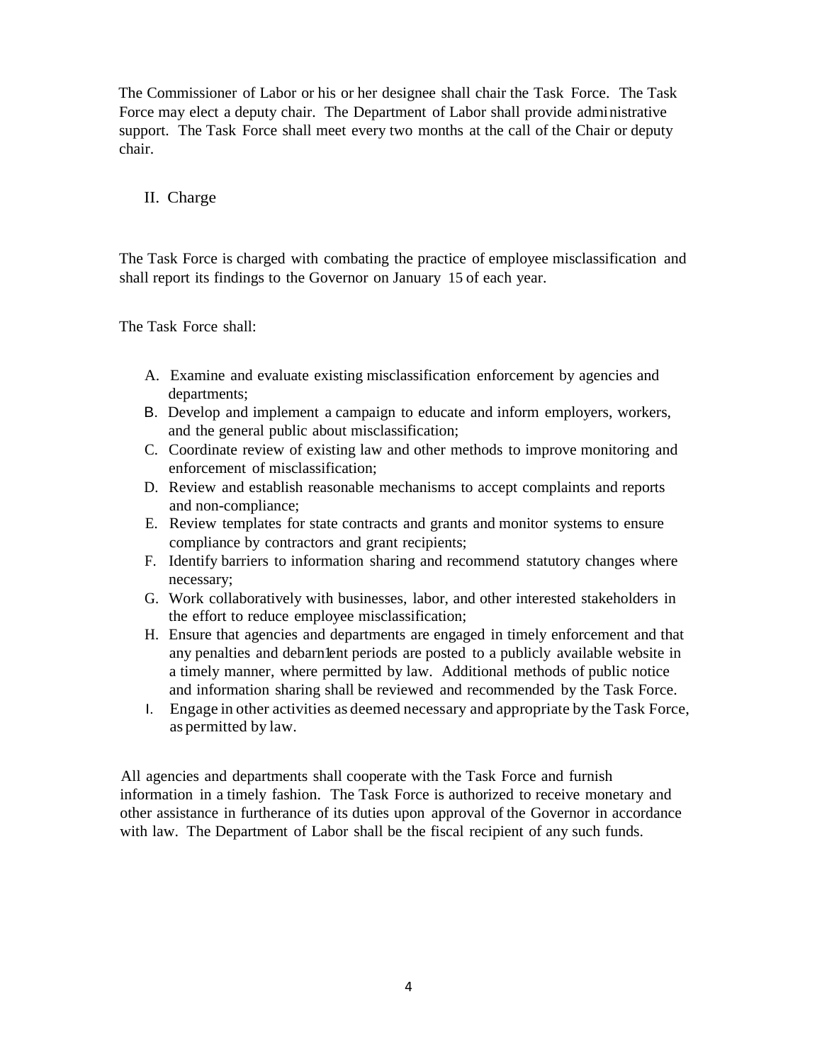The Commissioner of Labor or his or her designee shall chair the Task Force. The Task Force may elect a deputy chair. The Department of Labor shall provide administrative support. The Task Force shall meet every two months at the call of the Chair or deputy chair.

## II. Charge

The Task Force is charged with combating the practice of employee misclassification and shall report its findings to the Governor on January 15 of each year.

The Task Force shall:

A. Examine and evaluate existing misclassification enforcement by agencies and departments;
B. Develop and implement a campaign to educate and inform employers, workers, and the general public about misclassification;
C. Coordinate review of existing law and other methods to improve monitoring and enforcement of misclassification;
D. Review and establish reasonable mechanisms to accept complaints and reports and non-compliance;
E. Review templates for state contracts and grants and monitor systems to ensure compliance by contractors and grant recipients;
F. Identify barriers to information sharing and recommend statutory changes where necessary;
G. Work collaboratively with businesses, labor, and other interested stakeholders in the effort to reduce employee misclassification;
H. Ensure that agencies and departments are engaged in timely enforcement and that any penalties and debarment periods are posted to a publicly available website in a timely manner, where permitted by law. Additional methods of public notice and information sharing shall be reviewed and recommended by the Task Force.
I. Engage in other activities as deemed necessary and appropriate by the Task Force, as permitted by law.

All agencies and departments shall cooperate with the Task Force and furnish information in a timely fashion. The Task Force is authorized to receive monetary and other assistance in furtherance of its duties upon approval of the Governor in accordance with law. The Department of Labor shall be the fiscal recipient of any such funds.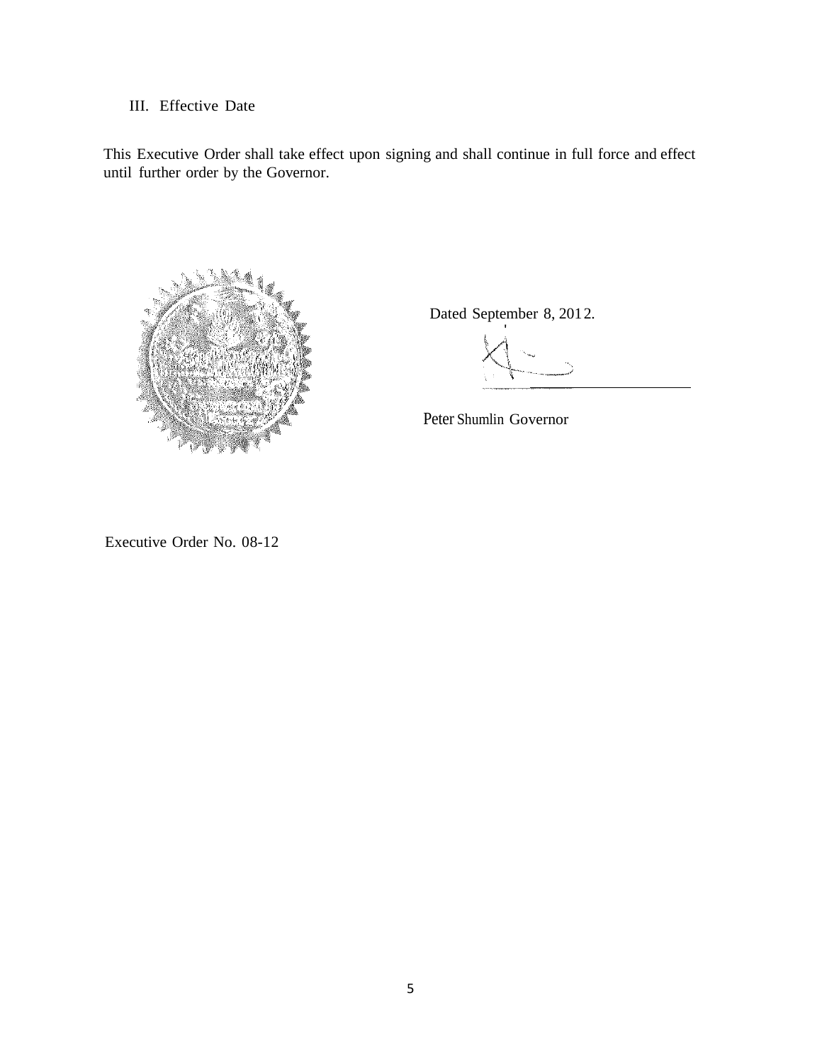## III. Effective Date

This Executive Order shall take effect upon signing and shall continue in full force and effect until further order by the Governor.

Dated September 8, 2012.

Peter Shumlin Governor

Executive Order No. 08-12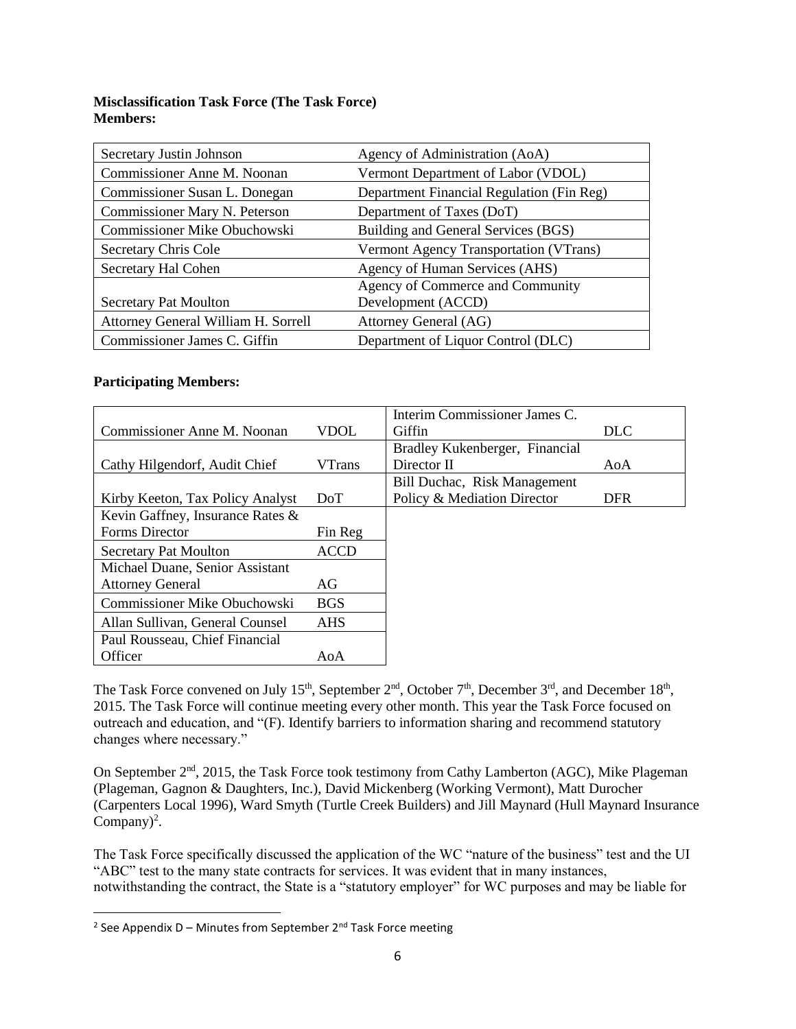**Misclassification Task Force (The Task Force)**
**Members:**

| | |
|---|---|
| Secretary Justin Johnson | Agency of Administration (AoA) |
| Commissioner Anne M. Noonan | Vermont Department of Labor (VDOL) |
| Commissioner Susan L. Donegan | Department Financial Regulation (Fin Reg) |
| Commissioner Mary N. Peterson | Department of Taxes (DoT) |
| Commissioner Mike Obuchowski | Building and General Services (BGS) |
| Secretary Chris Cole | Vermont Agency Transportation (VTrans) |
| Secretary Hal Cohen | Agency of Human Services (AHS) |
| Secretary Pat Moulton | Agency of Commerce and Community Development (ACCD) |
| Attorney General William H. Sorrell | Attorney General (AG) |
| Commissioner James C. Giffin | Department of Liquor Control (DLC) |

**Participating Members:**

| | | | |
|---|---|---|---|
| Commissioner Anne M. Noonan | VDOL | Interim Commissioner James C. Giffin | DLC |
| Cathy Hilgendorf, Audit Chief | VTrans | Bradley Kukenberger, Financial Director II | AoA |
| Kirby Keeton, Tax Policy Analyst | DoT | Bill Duchac, Risk Management Policy & Mediation Director | DFR |
| Kevin Gaffney, Insurance Rates & Forms Director | Fin Reg | | |
| Secretary Pat Moulton | ACCD | | |
| Michael Duane, Senior Assistant Attorney General | AG | | |
| Commissioner Mike Obuchowski | BGS | | |
| Allan Sullivan, General Counsel | AHS | | |
| Paul Rousseau, Chief Financial Officer | AoA | | |

The Task Force convened on July 15th, September 2nd, October 7th, December 3rd, and December 18th, 2015. The Task Force will continue meeting every other month. This year the Task Force focused on outreach and education, and "(F). Identify barriers to information sharing and recommend statutory changes where necessary."

On September 2nd, 2015, the Task Force took testimony from Cathy Lamberton (AGC), Mike Plageman (Plageman, Gagnon & Daughters, Inc.), David Mickenberg (Working Vermont), Matt Durocher (Carpenters Local 1996), Ward Smyth (Turtle Creek Builders) and Jill Maynard (Hull Maynard Insurance Company)[2].

The Task Force specifically discussed the application of the WC "nature of the business" test and the UI "ABC" test to the many state contracts for services. It was evident that in many instances, notwithstanding the contract, the State is a "statutory employer" for WC purposes and may be liable for

[2] See Appendix D – Minutes from September 2nd Task Force meeting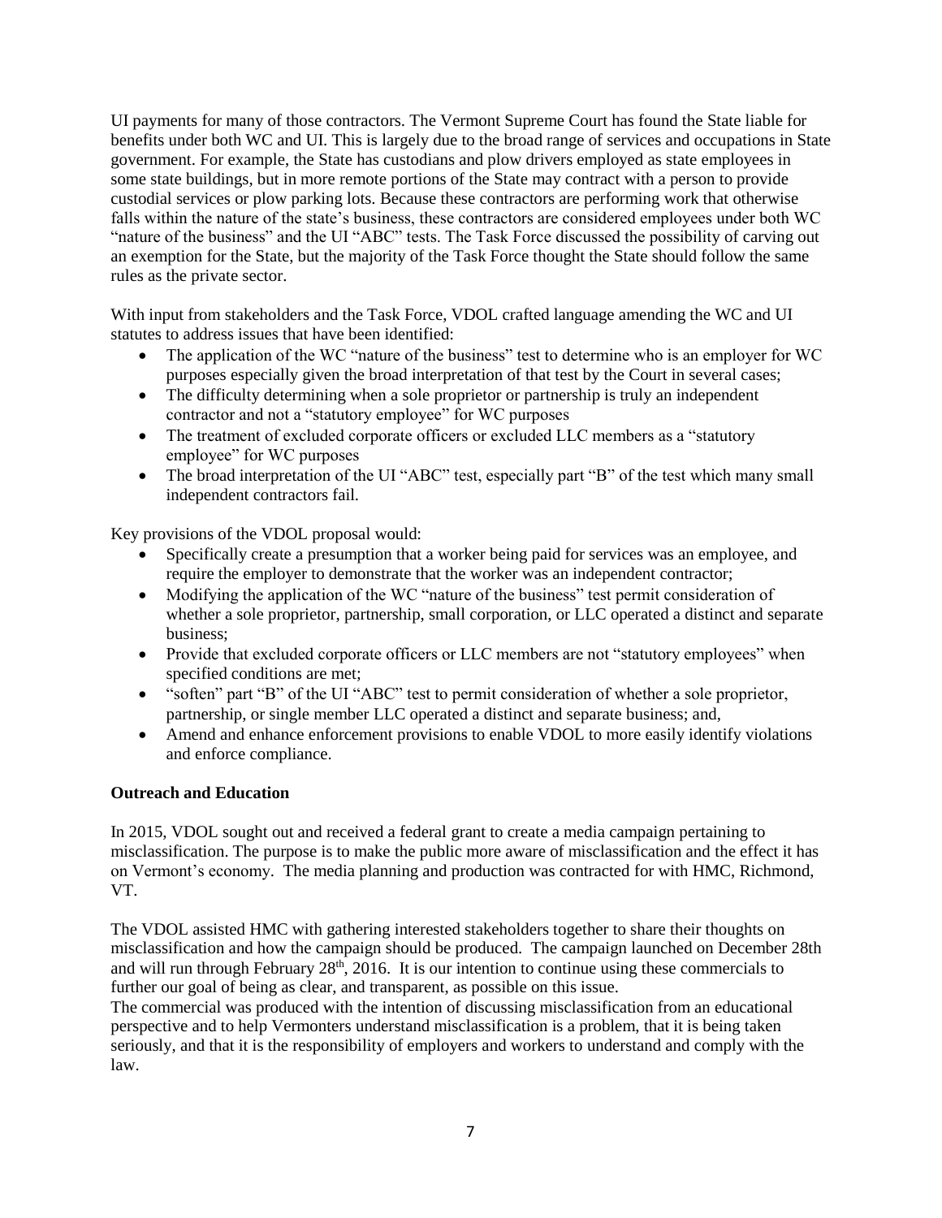UI payments for many of those contractors. The Vermont Supreme Court has found the State liable for benefits under both WC and UI. This is largely due to the broad range of services and occupations in State government. For example, the State has custodians and plow drivers employed as state employees in some state buildings, but in more remote portions of the State may contract with a person to provide custodial services or plow parking lots. Because these contractors are performing work that otherwise falls within the nature of the state's business, these contractors are considered employees under both WC "nature of the business" and the UI "ABC" tests. The Task Force discussed the possibility of carving out an exemption for the State, but the majority of the Task Force thought the State should follow the same rules as the private sector.

With input from stakeholders and the Task Force, VDOL crafted language amending the WC and UI statutes to address issues that have been identified:

- The application of the WC "nature of the business" test to determine who is an employer for WC purposes especially given the broad interpretation of that test by the Court in several cases;
- The difficulty determining when a sole proprietor or partnership is truly an independent contractor and not a "statutory employee" for WC purposes
- The treatment of excluded corporate officers or excluded LLC members as a "statutory employee" for WC purposes
- The broad interpretation of the UI "ABC" test, especially part "B" of the test which many small independent contractors fail.

Key provisions of the VDOL proposal would:

- Specifically create a presumption that a worker being paid for services was an employee, and require the employer to demonstrate that the worker was an independent contractor;
- Modifying the application of the WC "nature of the business" test permit consideration of whether a sole proprietor, partnership, small corporation, or LLC operated a distinct and separate business;
- Provide that excluded corporate officers or LLC members are not "statutory employees" when specified conditions are met;
- "soften" part "B" of the UI "ABC" test to permit consideration of whether a sole proprietor, partnership, or single member LLC operated a distinct and separate business; and,
- Amend and enhance enforcement provisions to enable VDOL to more easily identify violations and enforce compliance.

**Outreach and Education**

In 2015, VDOL sought out and received a federal grant to create a media campaign pertaining to misclassification. The purpose is to make the public more aware of misclassification and the effect it has on Vermont's economy. The media planning and production was contracted for with HMC, Richmond, VT.

The VDOL assisted HMC with gathering interested stakeholders together to share their thoughts on misclassification and how the campaign should be produced. The campaign launched on December 28th and will run through February 28th, 2016. It is our intention to continue using these commercials to further our goal of being as clear, and transparent, as possible on this issue.

The commercial was produced with the intention of discussing misclassification from an educational perspective and to help Vermonters understand misclassification is a problem, that it is being taken seriously, and that it is the responsibility of employers and workers to understand and comply with the law.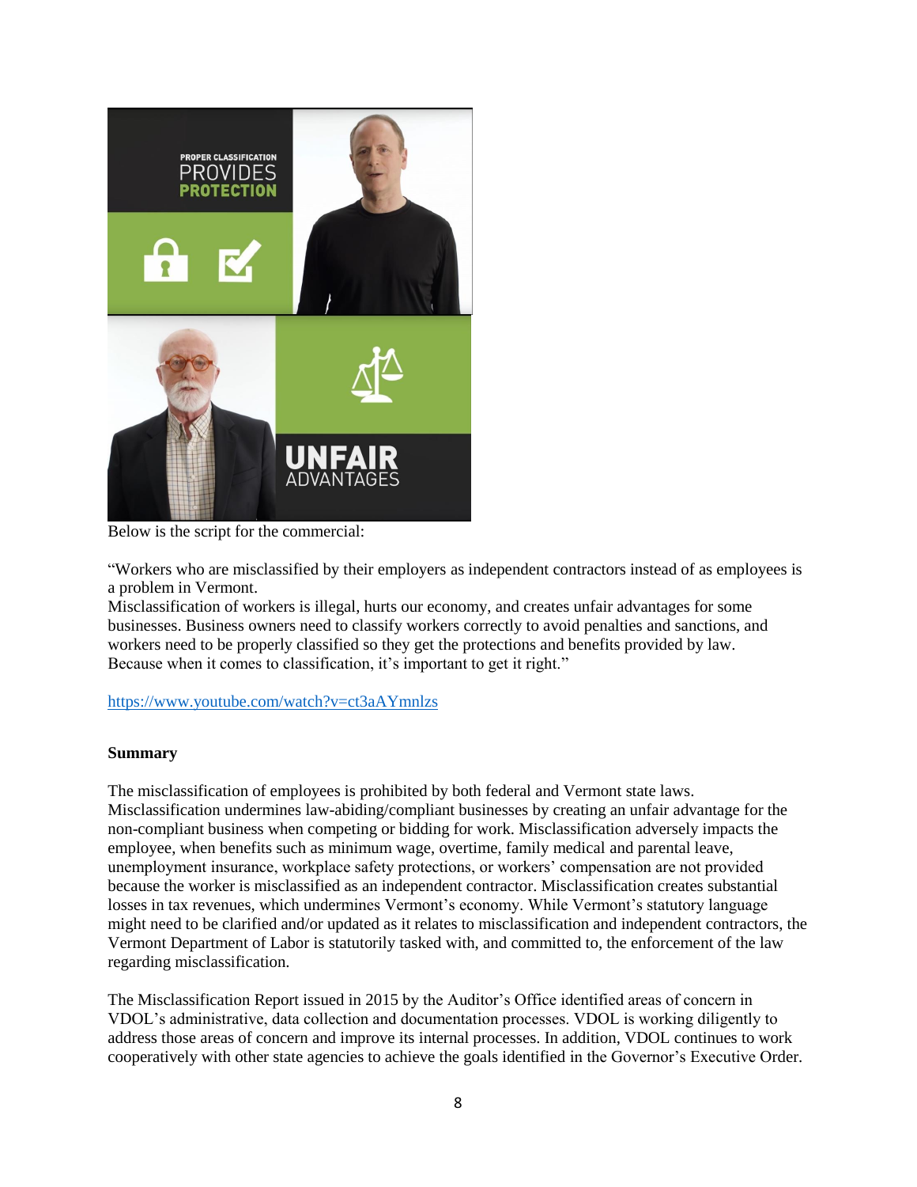Below is the script for the commercial:

"Workers who are misclassified by their employers as independent contractors instead of as employees is a problem in Vermont.
Misclassification of workers is illegal, hurts our economy, and creates unfair advantages for some businesses. Business owners need to classify workers correctly to avoid penalties and sanctions, and workers need to be properly classified so they get the protections and benefits provided by law.
Because when it comes to classification, it's important to get it right."

https://www.youtube.com/watch?v=ct3aAYmnlzs

**Summary**

The misclassification of employees is prohibited by both federal and Vermont state laws. Misclassification undermines law-abiding/compliant businesses by creating an unfair advantage for the non-compliant business when competing or bidding for work. Misclassification adversely impacts the employee, when benefits such as minimum wage, overtime, family medical and parental leave, unemployment insurance, workplace safety protections, or workers' compensation are not provided because the worker is misclassified as an independent contractor. Misclassification creates substantial losses in tax revenues, which undermines Vermont's economy. While Vermont's statutory language might need to be clarified and/or updated as it relates to misclassification and independent contractors, the Vermont Department of Labor is statutorily tasked with, and committed to, the enforcement of the law regarding misclassification.

The Misclassification Report issued in 2015 by the Auditor's Office identified areas of concern in VDOL's administrative, data collection and documentation processes. VDOL is working diligently to address those areas of concern and improve its internal processes. In addition, VDOL continues to work cooperatively with other state agencies to achieve the goals identified in the Governor's Executive Order.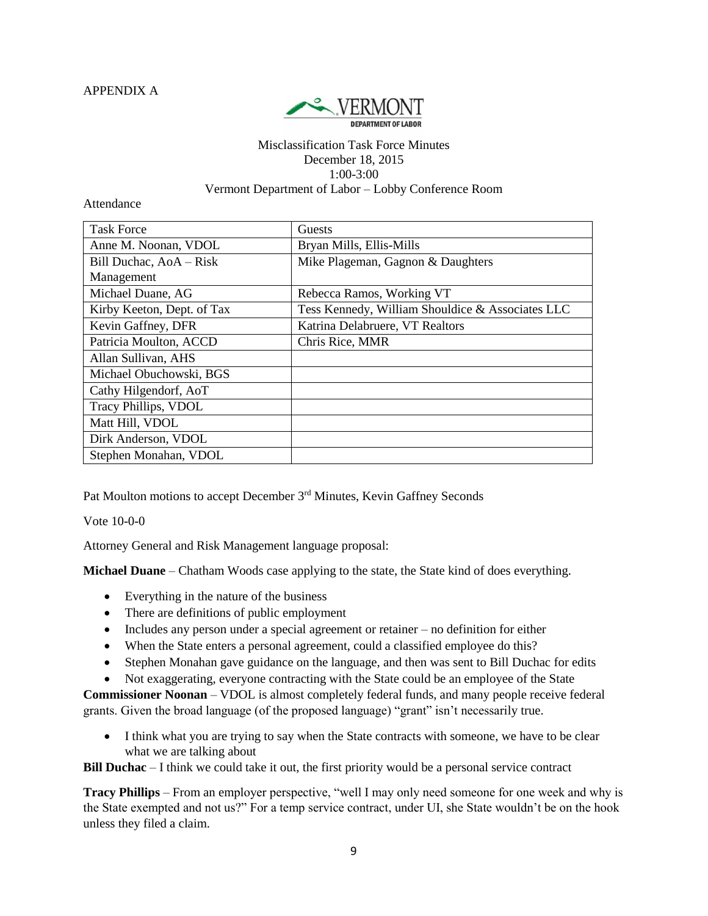APPENDIX A

VERMONT DEPARTMENT OF LABOR

Misclassification Task Force Minutes
December 18, 2015
1:00-3:00
Vermont Department of Labor – Lobby Conference Room

Attendance

| Task Force | Guests |
|---|---|
| Anne M. Noonan, VDOL | Bryan Mills, Ellis-Mills |
| Bill Duchac, AoA – Risk Management | Mike Plageman, Gagnon & Daughters |
| Michael Duane, AG | Rebecca Ramos, Working VT |
| Kirby Keeton, Dept. of Tax | Tess Kennedy, William Shouldice & Associates LLC |
| Kevin Gaffney, DFR | Katrina Delabruere, VT Realtors |
| Patricia Moulton, ACCD | Chris Rice, MMR |
| Allan Sullivan, AHS | |
| Michael Obuchowski, BGS | |
| Cathy Hilgendorf, AoT | |
| Tracy Phillips, VDOL | |
| Matt Hill, VDOL | |
| Dirk Anderson, VDOL | |
| Stephen Monahan, VDOL | |

Pat Moulton motions to accept December 3rd Minutes, Kevin Gaffney Seconds

Vote 10-0-0

Attorney General and Risk Management language proposal:

**Michael Duane** – Chatham Woods case applying to the state, the State kind of does everything.

- Everything in the nature of the business
- There are definitions of public employment
- Includes any person under a special agreement or retainer – no definition for either
- When the State enters a personal agreement, could a classified employee do this?
- Stephen Monahan gave guidance on the language, and then was sent to Bill Duchac for edits
- Not exaggerating, everyone contracting with the State could be an employee of the State

**Commissioner Noonan** – VDOL is almost completely federal funds, and many people receive federal grants. Given the broad language (of the proposed language) "grant" isn't necessarily true.

- I think what you are trying to say when the State contracts with someone, we have to be clear what we are talking about

**Bill Duchac** – I think we could take it out, the first priority would be a personal service contract

**Tracy Phillips** – From an employer perspective, "well I may only need someone for one week and why is the State exempted and not us?" For a temp service contract, under UI, she State wouldn't be on the hook unless they filed a claim.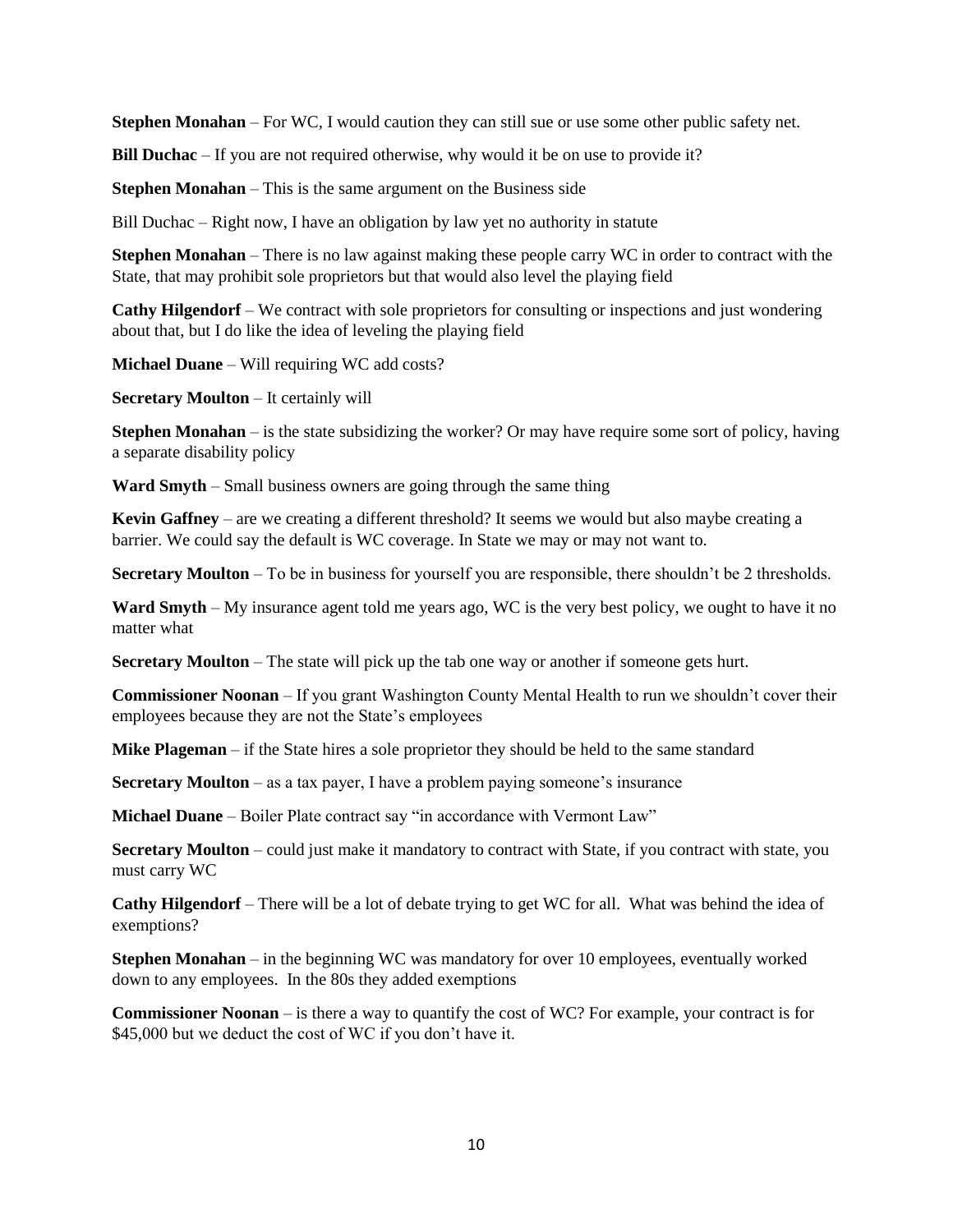**Stephen Monahan** – For WC, I would caution they can still sue or use some other public safety net.

**Bill Duchac** – If you are not required otherwise, why would it be on use to provide it?

**Stephen Monahan** – This is the same argument on the Business side

Bill Duchac – Right now, I have an obligation by law yet no authority in statute

**Stephen Monahan** – There is no law against making these people carry WC in order to contract with the State, that may prohibit sole proprietors but that would also level the playing field

**Cathy Hilgendorf** – We contract with sole proprietors for consulting or inspections and just wondering about that, but I do like the idea of leveling the playing field

**Michael Duane** – Will requiring WC add costs?

**Secretary Moulton** – It certainly will

**Stephen Monahan** – is the state subsidizing the worker? Or may have require some sort of policy, having a separate disability policy

**Ward Smyth** – Small business owners are going through the same thing

**Kevin Gaffney** – are we creating a different threshold? It seems we would but also maybe creating a barrier. We could say the default is WC coverage. In State we may or may not want to.

**Secretary Moulton** – To be in business for yourself you are responsible, there shouldn't be 2 thresholds.

**Ward Smyth** – My insurance agent told me years ago, WC is the very best policy, we ought to have it no matter what

**Secretary Moulton** – The state will pick up the tab one way or another if someone gets hurt.

**Commissioner Noonan** – If you grant Washington County Mental Health to run we shouldn't cover their employees because they are not the State's employees

**Mike Plageman** – if the State hires a sole proprietor they should be held to the same standard

**Secretary Moulton** – as a tax payer, I have a problem paying someone's insurance

**Michael Duane** – Boiler Plate contract say "in accordance with Vermont Law"

**Secretary Moulton** – could just make it mandatory to contract with State, if you contract with state, you must carry WC

**Cathy Hilgendorf** – There will be a lot of debate trying to get WC for all. What was behind the idea of exemptions?

**Stephen Monahan** – in the beginning WC was mandatory for over 10 employees, eventually worked down to any employees. In the 80s they added exemptions

**Commissioner Noonan** – is there a way to quantify the cost of WC? For example, your contract is for $45,000 but we deduct the cost of WC if you don't have it.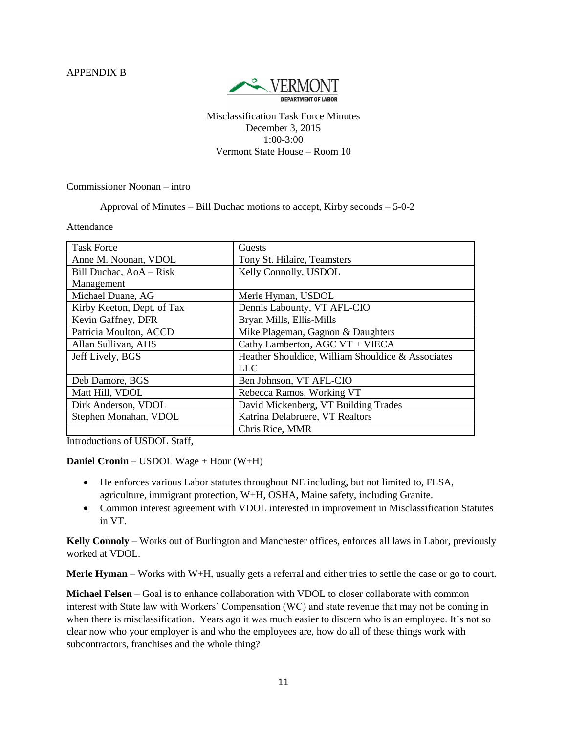APPENDIX B

VERMONT
DEPARTMENT OF LABOR

Misclassification Task Force Minutes
December 3, 2015
1:00-3:00
Vermont State House – Room 10

Commissioner Noonan – intro

Approval of Minutes – Bill Duchac motions to accept, Kirby seconds – 5-0-2

Attendance

| Task Force | Guests |
|---|---|
| Anne M. Noonan, VDOL | Tony St. Hilaire, Teamsters |
| Bill Duchac, AoA – Risk Management | Kelly Connolly, USDOL |
| Michael Duane, AG | Merle Hyman, USDOL |
| Kirby Keeton, Dept. of Tax | Dennis Labounty, VT AFL-CIO |
| Kevin Gaffney, DFR | Bryan Mills, Ellis-Mills |
| Patricia Moulton, ACCD | Mike Plageman, Gagnon & Daughters |
| Allan Sullivan, AHS | Cathy Lamberton, AGC VT + VIECA |
| Jeff Lively, BGS | Heather Shouldice, William Shouldice & Associates LLC |
| Deb Damore, BGS | Ben Johnson, VT AFL-CIO |
| Matt Hill, VDOL | Rebecca Ramos, Working VT |
| Dirk Anderson, VDOL | David Mickenberg, VT Building Trades |
| Stephen Monahan, VDOL | Katrina Delabruere, VT Realtors |
| | Chris Rice, MMR |

Introductions of USDOL Staff,

**Daniel Cronin** – USDOL Wage + Hour (W+H)

- He enforces various Labor statutes throughout NE including, but not limited to, FLSA, agriculture, immigrant protection, W+H, OSHA, Maine safety, including Granite.
- Common interest agreement with VDOL interested in improvement in Misclassification Statutes in VT.

**Kelly Connoly** – Works out of Burlington and Manchester offices, enforces all laws in Labor, previously worked at VDOL.

**Merle Hyman** – Works with W+H, usually gets a referral and either tries to settle the case or go to court.

**Michael Felsen** – Goal is to enhance collaboration with VDOL to closer collaborate with common interest with State law with Workers' Compensation (WC) and state revenue that may not be coming in when there is misclassification. Years ago it was much easier to discern who is an employee. It's not so clear now who your employer is and who the employees are, how do all of these things work with subcontractors, franchises and the whole thing?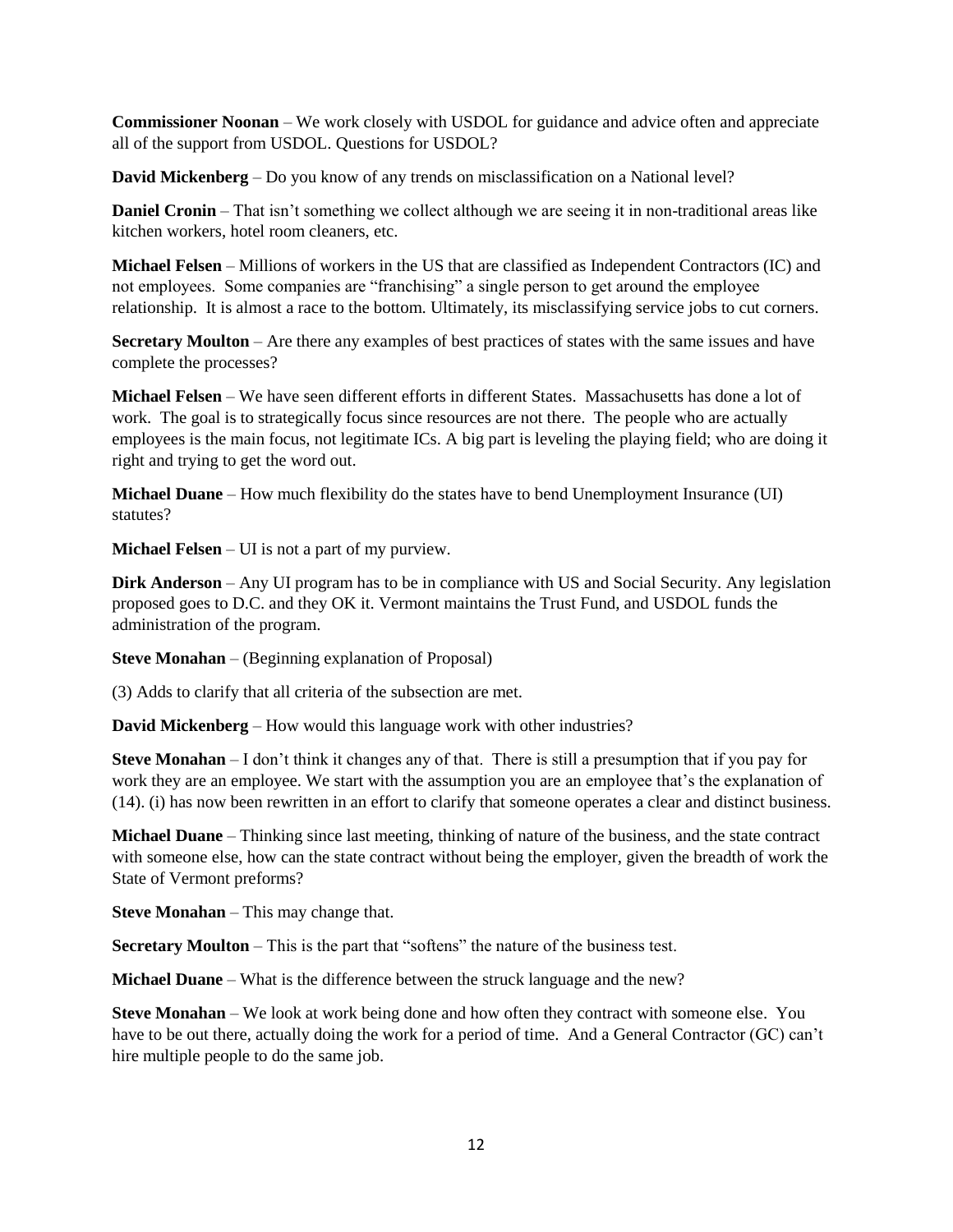**Commissioner Noonan** – We work closely with USDOL for guidance and advice often and appreciate all of the support from USDOL. Questions for USDOL?

**David Mickenberg** – Do you know of any trends on misclassification on a National level?

**Daniel Cronin** – That isn't something we collect although we are seeing it in non-traditional areas like kitchen workers, hotel room cleaners, etc.

**Michael Felsen** – Millions of workers in the US that are classified as Independent Contractors (IC) and not employees. Some companies are "franchising" a single person to get around the employee relationship. It is almost a race to the bottom. Ultimately, its misclassifying service jobs to cut corners.

**Secretary Moulton** – Are there any examples of best practices of states with the same issues and have complete the processes?

**Michael Felsen** – We have seen different efforts in different States. Massachusetts has done a lot of work. The goal is to strategically focus since resources are not there. The people who are actually employees is the main focus, not legitimate ICs. A big part is leveling the playing field; who are doing it right and trying to get the word out.

**Michael Duane** – How much flexibility do the states have to bend Unemployment Insurance (UI) statutes?

**Michael Felsen** – UI is not a part of my purview.

**Dirk Anderson** – Any UI program has to be in compliance with US and Social Security. Any legislation proposed goes to D.C. and they OK it. Vermont maintains the Trust Fund, and USDOL funds the administration of the program.

**Steve Monahan** – (Beginning explanation of Proposal)

(3) Adds to clarify that all criteria of the subsection are met.

**David Mickenberg** – How would this language work with other industries?

**Steve Monahan** – I don't think it changes any of that. There is still a presumption that if you pay for work they are an employee. We start with the assumption you are an employee that's the explanation of (14). (i) has now been rewritten in an effort to clarify that someone operates a clear and distinct business.

**Michael Duane** – Thinking since last meeting, thinking of nature of the business, and the state contract with someone else, how can the state contract without being the employer, given the breadth of work the State of Vermont preforms?

**Steve Monahan** – This may change that.

**Secretary Moulton** – This is the part that "softens" the nature of the business test.

**Michael Duane** – What is the difference between the struck language and the new?

**Steve Monahan** – We look at work being done and how often they contract with someone else. You have to be out there, actually doing the work for a period of time. And a General Contractor (GC) can't hire multiple people to do the same job.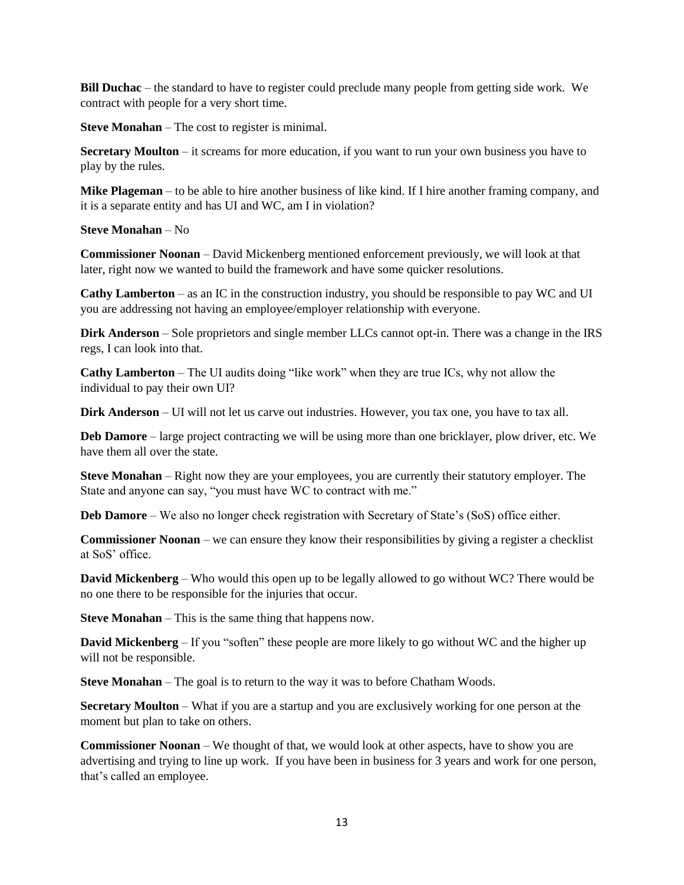**Bill Duchac** – the standard to have to register could preclude many people from getting side work. We contract with people for a very short time.

**Steve Monahan** – The cost to register is minimal.

**Secretary Moulton** – it screams for more education, if you want to run your own business you have to play by the rules.

**Mike Plageman** – to be able to hire another business of like kind. If I hire another framing company, and it is a separate entity and has UI and WC, am I in violation?

**Steve Monahan** – No

**Commissioner Noonan** – David Mickenberg mentioned enforcement previously, we will look at that later, right now we wanted to build the framework and have some quicker resolutions.

**Cathy Lamberton** – as an IC in the construction industry, you should be responsible to pay WC and UI you are addressing not having an employee/employer relationship with everyone.

**Dirk Anderson** – Sole proprietors and single member LLCs cannot opt-in. There was a change in the IRS regs, I can look into that.

**Cathy Lamberton** – The UI audits doing "like work" when they are true ICs, why not allow the individual to pay their own UI?

**Dirk Anderson** – UI will not let us carve out industries. However, you tax one, you have to tax all.

**Deb Damore** – large project contracting we will be using more than one bricklayer, plow driver, etc. We have them all over the state.

**Steve Monahan** – Right now they are your employees, you are currently their statutory employer. The State and anyone can say, "you must have WC to contract with me."

**Deb Damore** – We also no longer check registration with Secretary of State's (SoS) office either.

**Commissioner Noonan** – we can ensure they know their responsibilities by giving a register a checklist at SoS' office.

**David Mickenberg** – Who would this open up to be legally allowed to go without WC? There would be no one there to be responsible for the injuries that occur.

**Steve Monahan** – This is the same thing that happens now.

**David Mickenberg** – If you "soften" these people are more likely to go without WC and the higher up will not be responsible.

**Steve Monahan** – The goal is to return to the way it was to before Chatham Woods.

**Secretary Moulton** – What if you are a startup and you are exclusively working for one person at the moment but plan to take on others.

**Commissioner Noonan** – We thought of that, we would look at other aspects, have to show you are advertising and trying to line up work. If you have been in business for 3 years and work for one person, that's called an employee.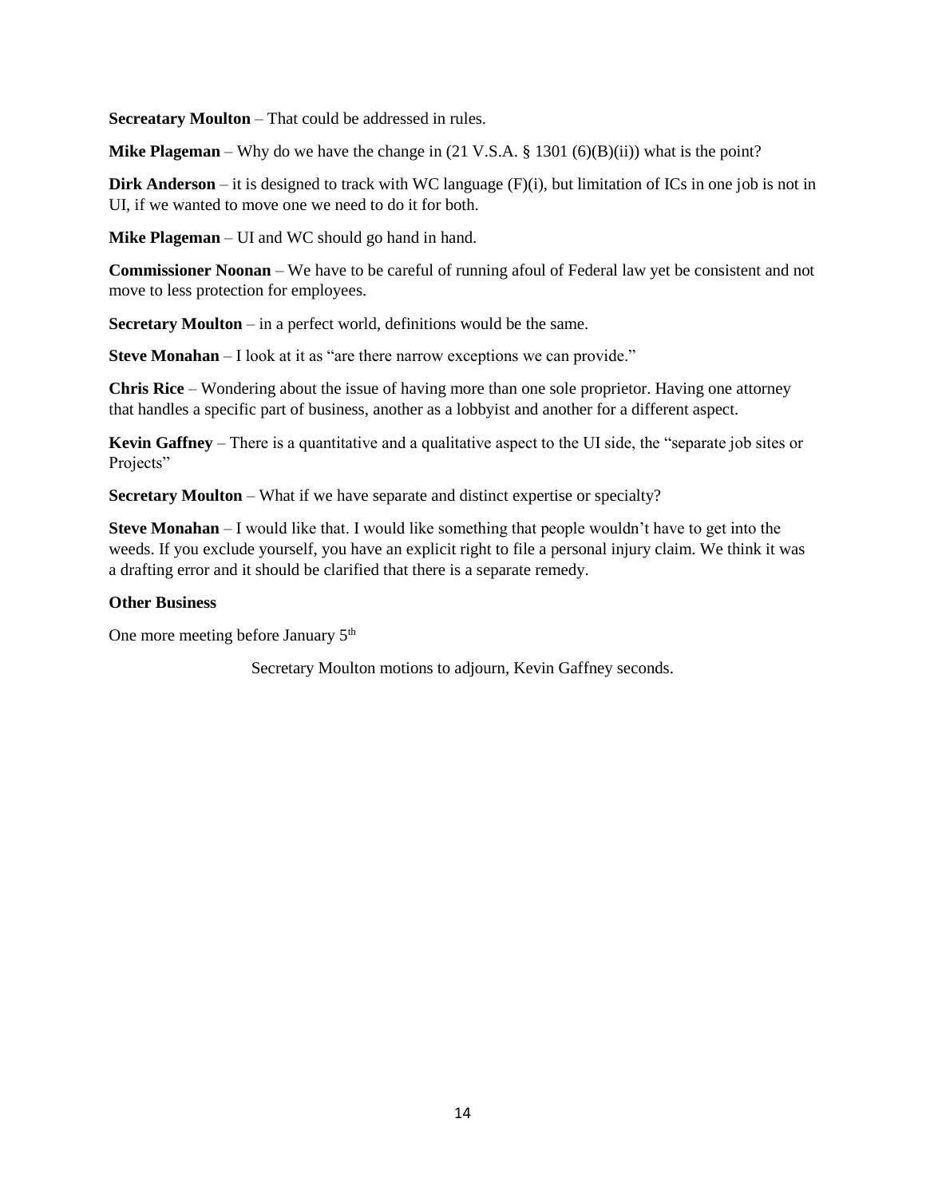**Secreatary Moulton** – That could be addressed in rules.

**Mike Plageman** – Why do we have the change in (21 V.S.A. § 1301 (6)(B)(ii)) what is the point?

**Dirk Anderson** – it is designed to track with WC language (F)(i), but limitation of ICs in one job is not in UI, if we wanted to move one we need to do it for both.

**Mike Plageman** – UI and WC should go hand in hand.

**Commissioner Noonan** – We have to be careful of running afoul of Federal law yet be consistent and not move to less protection for employees.

**Secretary Moulton** – in a perfect world, definitions would be the same.

**Steve Monahan** – I look at it as "are there narrow exceptions we can provide."

**Chris Rice** – Wondering about the issue of having more than one sole proprietor. Having one attorney that handles a specific part of business, another as a lobbyist and another for a different aspect.

**Kevin Gaffney** – There is a quantitative and a qualitative aspect to the UI side, the "separate job sites or Projects"

**Secretary Moulton** – What if we have separate and distinct expertise or specialty?

**Steve Monahan** – I would like that. I would like something that people wouldn't have to get into the weeds. If you exclude yourself, you have an explicit right to file a personal injury claim. We think it was a drafting error and it should be clarified that there is a separate remedy.

**Other Business**

One more meeting before January 5th

Secretary Moulton motions to adjourn, Kevin Gaffney seconds.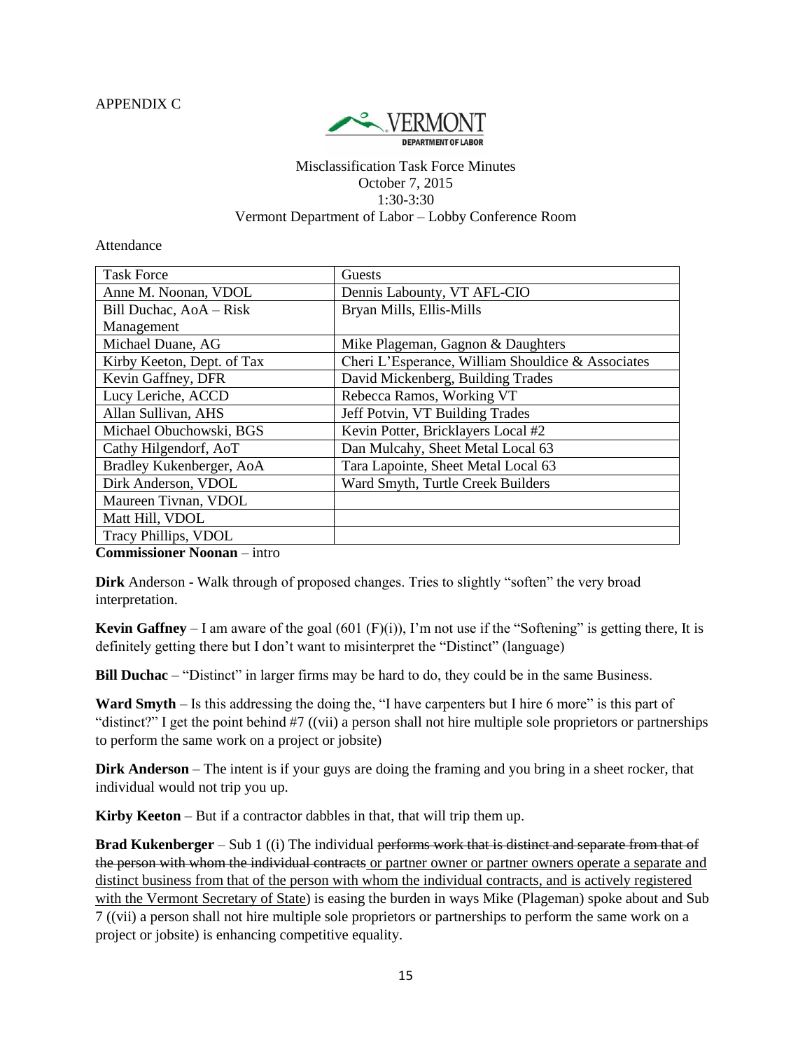APPENDIX C

VERMONT DEPARTMENT OF LABOR

Misclassification Task Force Minutes
October 7, 2015
1:30-3:30
Vermont Department of Labor – Lobby Conference Room

Attendance

| Task Force | Guests |
|---|---|
| Anne M. Noonan, VDOL | Dennis Labounty, VT AFL-CIO |
| Bill Duchac, AoA – Risk Management | Bryan Mills, Ellis-Mills |
| Michael Duane, AG | Mike Plageman, Gagnon & Daughters |
| Kirby Keeton, Dept. of Tax | Cheri L'Esperance, William Shouldice & Associates |
| Kevin Gaffney, DFR | David Mickenberg, Building Trades |
| Lucy Leriche, ACCD | Rebecca Ramos, Working VT |
| Allan Sullivan, AHS | Jeff Potvin, VT Building Trades |
| Michael Obuchowski, BGS | Kevin Potter, Bricklayers Local #2 |
| Cathy Hilgendorf, AoT | Dan Mulcahy, Sheet Metal Local 63 |
| Bradley Kukenberger, AoA | Tara Lapointe, Sheet Metal Local 63 |
| Dirk Anderson, VDOL | Ward Smyth, Turtle Creek Builders |
| Maureen Tivnan, VDOL | |
| Matt Hill, VDOL | |
| Tracy Phillips, VDOL | |

**Commissioner Noonan** – intro

**Dirk** Anderson - Walk through of proposed changes. Tries to slightly "soften" the very broad interpretation.

**Kevin Gaffney** – I am aware of the goal (601 (F)(i)), I'm not use if the "Softening" is getting there, It is definitely getting there but I don't want to misinterpret the "Distinct" (language)

**Bill Duchac** – "Distinct" in larger firms may be hard to do, they could be in the same Business.

**Ward Smyth** – Is this addressing the doing the, "I have carpenters but I hire 6 more" is this part of "distinct?" I get the point behind #7 ((vii) a person shall not hire multiple sole proprietors or partnerships to perform the same work on a project or jobsite)

**Dirk Anderson** – The intent is if your guys are doing the framing and you bring in a sheet rocker, that individual would not trip you up.

**Kirby Keeton** – But if a contractor dabbles in that, that will trip them up.

**Brad Kukenberger** – Sub 1 ((i) The individual ~~performs work that is distinct and separate from that of the person with whom the individual contracts~~ <u>or partner owner or partner owners operate a separate and distinct business from that of the person with whom the individual contracts, and is actively registered with the Vermont Secretary of State</u>) is easing the burden in ways Mike (Plageman) spoke about and Sub 7 ((vii) a person shall not hire multiple sole proprietors or partnerships to perform the same work on a project or jobsite) is enhancing competitive equality.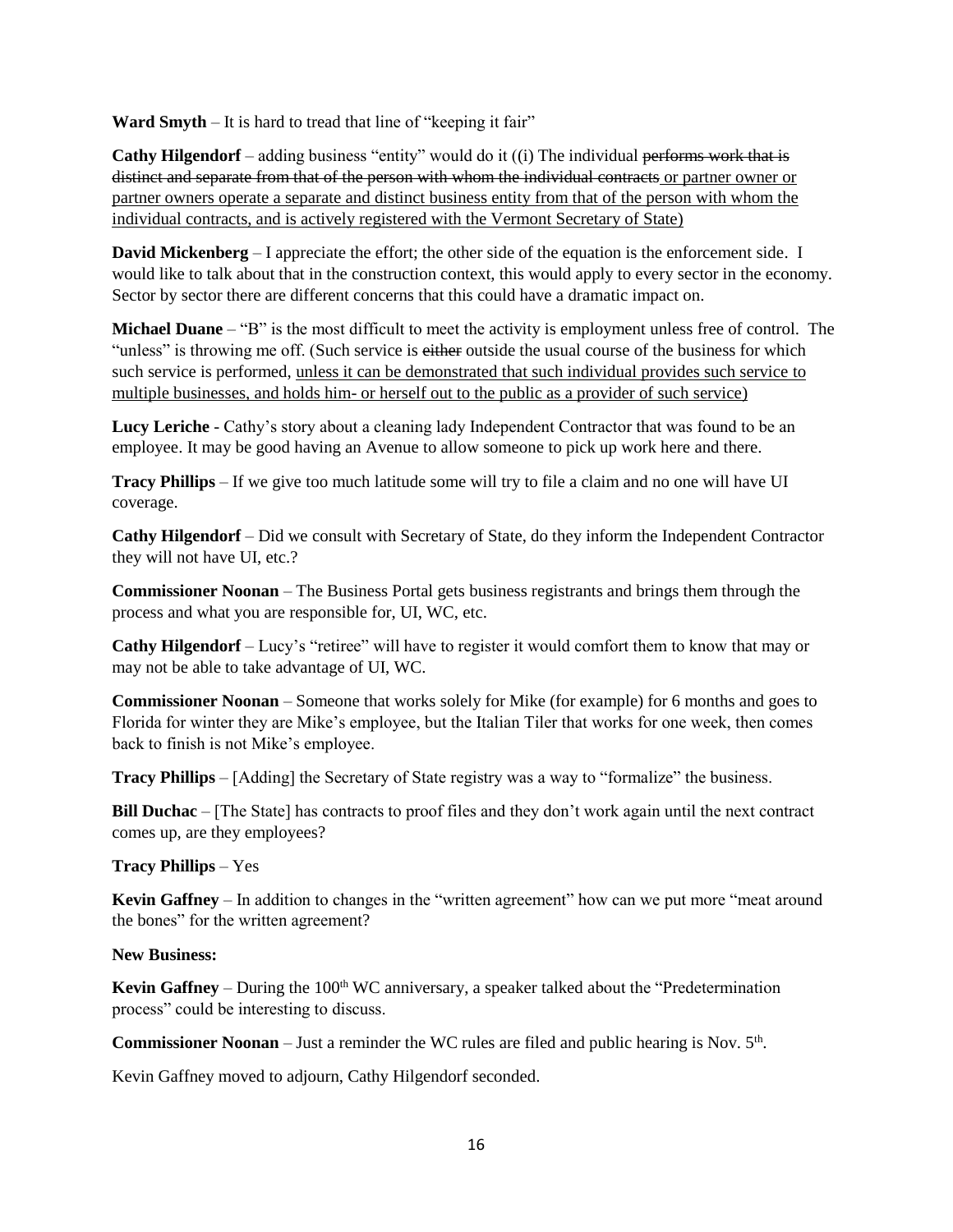**Ward Smyth** – It is hard to tread that line of "keeping it fair"

**Cathy Hilgendorf** – adding business "entity" would do it ((i) The individual ~~performs work that is distinct and separate from that of the person with whom the individual contracts~~ <u>or partner owner or partner owners operate a separate and distinct business entity from that of the person with whom the individual contracts, and is actively registered with the Vermont Secretary of State)</u>

**David Mickenberg** – I appreciate the effort; the other side of the equation is the enforcement side. I would like to talk about that in the construction context, this would apply to every sector in the economy. Sector by sector there are different concerns that this could have a dramatic impact on.

**Michael Duane** – "B" is the most difficult to meet the activity is employment unless free of control. The "unless" is throwing me off. (Such service is ~~either~~ outside the usual course of the business for which such service is performed, <u>unless it can be demonstrated that such individual provides such service to multiple businesses, and holds him- or herself out to the public as a provider of such service)</u>

**Lucy Leriche** - Cathy's story about a cleaning lady Independent Contractor that was found to be an employee. It may be good having an Avenue to allow someone to pick up work here and there.

**Tracy Phillips** – If we give too much latitude some will try to file a claim and no one will have UI coverage.

**Cathy Hilgendorf** – Did we consult with Secretary of State, do they inform the Independent Contractor they will not have UI, etc.?

**Commissioner Noonan** – The Business Portal gets business registrants and brings them through the process and what you are responsible for, UI, WC, etc.

**Cathy Hilgendorf** – Lucy's "retiree" will have to register it would comfort them to know that may or may not be able to take advantage of UI, WC.

**Commissioner Noonan** – Someone that works solely for Mike (for example) for 6 months and goes to Florida for winter they are Mike's employee, but the Italian Tiler that works for one week, then comes back to finish is not Mike's employee.

**Tracy Phillips** – [Adding] the Secretary of State registry was a way to "formalize" the business.

**Bill Duchac** – [The State] has contracts to proof files and they don't work again until the next contract comes up, are they employees?

**Tracy Phillips** – Yes

**Kevin Gaffney** – In addition to changes in the "written agreement" how can we put more "meat around the bones" for the written agreement?

**New Business:**

**Kevin Gaffney** – During the 100th WC anniversary, a speaker talked about the "Predetermination process" could be interesting to discuss.

**Commissioner Noonan** – Just a reminder the WC rules are filed and public hearing is Nov. 5th.

Kevin Gaffney moved to adjourn, Cathy Hilgendorf seconded.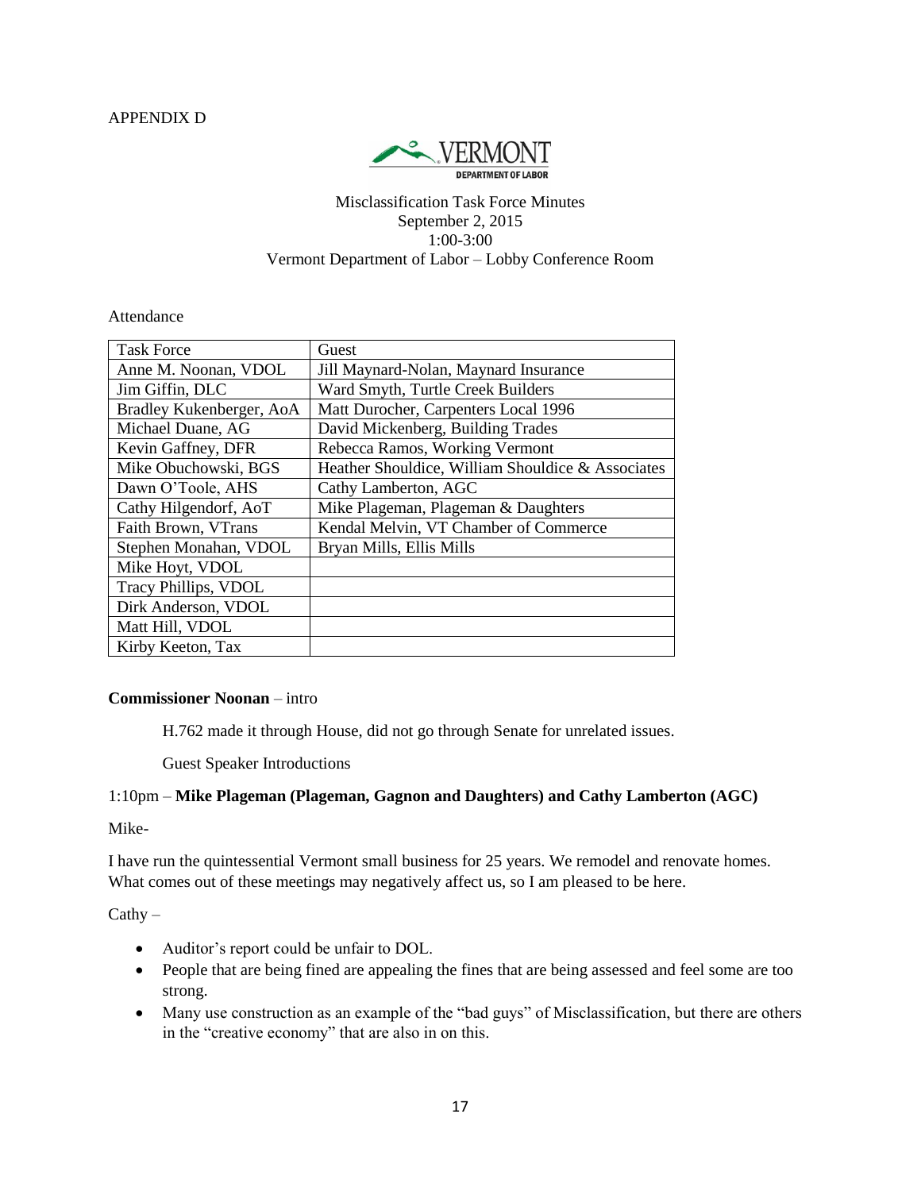APPENDIX D

VERMONT DEPARTMENT OF LABOR

Misclassification Task Force Minutes
September 2, 2015
1:00-3:00
Vermont Department of Labor – Lobby Conference Room

Attendance

| Task Force | Guest |
|---|---|
| Anne M. Noonan, VDOL | Jill Maynard-Nolan, Maynard Insurance |
| Jim Giffin, DLC | Ward Smyth, Turtle Creek Builders |
| Bradley Kukenberger, AoA | Matt Durocher, Carpenters Local 1996 |
| Michael Duane, AG | David Mickenberg, Building Trades |
| Kevin Gaffney, DFR | Rebecca Ramos, Working Vermont |
| Mike Obuchowski, BGS | Heather Shouldice, William Shouldice & Associates |
| Dawn O'Toole, AHS | Cathy Lamberton, AGC |
| Cathy Hilgendorf, AoT | Mike Plageman, Plageman & Daughters |
| Faith Brown, VTrans | Kendal Melvin, VT Chamber of Commerce |
| Stephen Monahan, VDOL | Bryan Mills, Ellis Mills |
| Mike Hoyt, VDOL | |
| Tracy Phillips, VDOL | |
| Dirk Anderson, VDOL | |
| Matt Hill, VDOL | |
| Kirby Keeton, Tax | |

**Commissioner Noonan** – intro

H.762 made it through House, did not go through Senate for unrelated issues.

Guest Speaker Introductions

1:10pm – **Mike Plageman (Plageman, Gagnon and Daughters) and Cathy Lamberton (AGC)**

Mike-

I have run the quintessential Vermont small business for 25 years. We remodel and renovate homes. What comes out of these meetings may negatively affect us, so I am pleased to be here.

Cathy –

- Auditor's report could be unfair to DOL.
- People that are being fined are appealing the fines that are being assessed and feel some are too strong.
- Many use construction as an example of the "bad guys" of Misclassification, but there are others in the "creative economy" that are also in on this.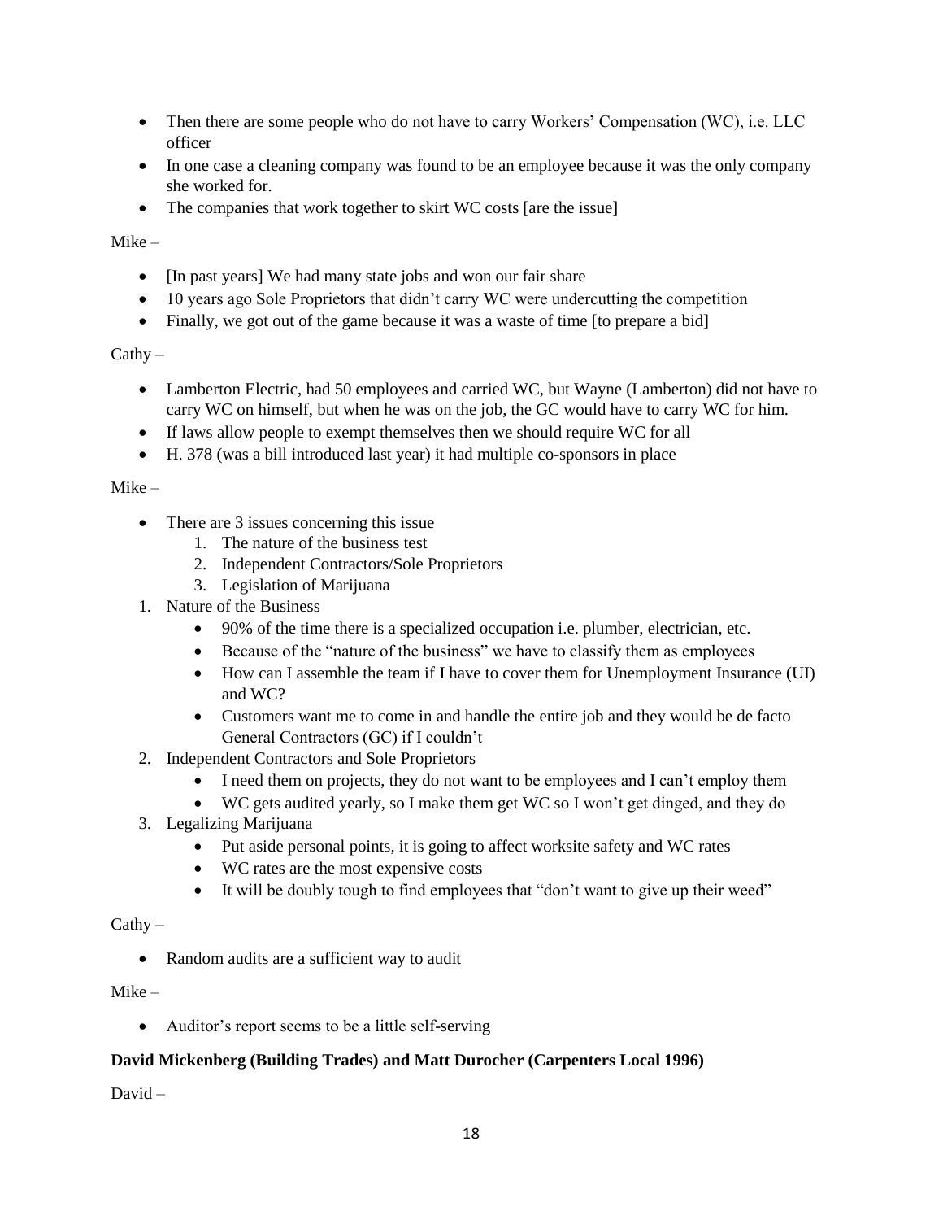- Then there are some people who do not have to carry Workers' Compensation (WC), i.e. LLC officer
- In one case a cleaning company was found to be an employee because it was the only company she worked for.
- The companies that work together to skirt WC costs [are the issue]

Mike –

- [In past years] We had many state jobs and won our fair share
- 10 years ago Sole Proprietors that didn't carry WC were undercutting the competition
- Finally, we got out of the game because it was a waste of time [to prepare a bid]

Cathy –

- Lamberton Electric, had 50 employees and carried WC, but Wayne (Lamberton) did not have to carry WC on himself, but when he was on the job, the GC would have to carry WC for him.
- If laws allow people to exempt themselves then we should require WC for all
- H. 378 (was a bill introduced last year) it had multiple co-sponsors in place

Mike –

- There are 3 issues concerning this issue
    1. The nature of the business test
    2. Independent Contractors/Sole Proprietors
    3. Legislation of Marijuana

1. Nature of the Business
    - 90% of the time there is a specialized occupation i.e. plumber, electrician, etc.
    - Because of the "nature of the business" we have to classify them as employees
    - How can I assemble the team if I have to cover them for Unemployment Insurance (UI) and WC?
    - Customers want me to come in and handle the entire job and they would be de facto General Contractors (GC) if I couldn't
2. Independent Contractors and Sole Proprietors
    - I need them on projects, they do not want to be employees and I can't employ them
    - WC gets audited yearly, so I make them get WC so I won't get dinged, and they do
3. Legalizing Marijuana
    - Put aside personal points, it is going to affect worksite safety and WC rates
    - WC rates are the most expensive costs
    - It will be doubly tough to find employees that "don't want to give up their weed"

Cathy –

- Random audits are a sufficient way to audit

Mike –

- Auditor's report seems to be a little self-serving

**David Mickenberg (Building Trades) and Matt Durocher (Carpenters Local 1996)**

David –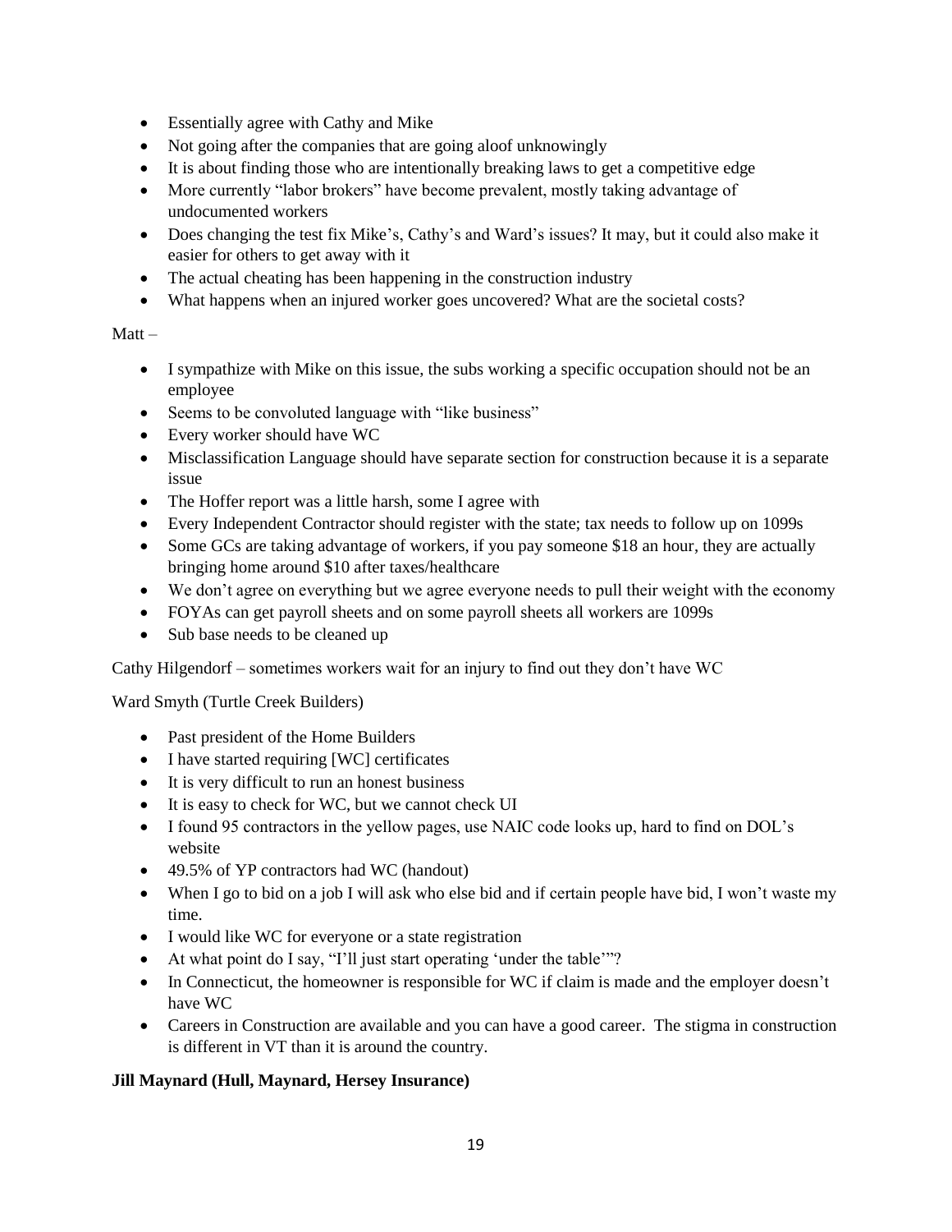- Essentially agree with Cathy and Mike
- Not going after the companies that are going aloof unknowingly
- It is about finding those who are intentionally breaking laws to get a competitive edge
- More currently "labor brokers" have become prevalent, mostly taking advantage of undocumented workers
- Does changing the test fix Mike's, Cathy's and Ward's issues? It may, but it could also make it easier for others to get away with it
- The actual cheating has been happening in the construction industry
- What happens when an injured worker goes uncovered? What are the societal costs?

Matt –

- I sympathize with Mike on this issue, the subs working a specific occupation should not be an employee
- Seems to be convoluted language with "like business"
- Every worker should have WC
- Misclassification Language should have separate section for construction because it is a separate issue
- The Hoffer report was a little harsh, some I agree with
- Every Independent Contractor should register with the state; tax needs to follow up on 1099s
- Some GCs are taking advantage of workers, if you pay someone $18 an hour, they are actually bringing home around $10 after taxes/healthcare
- We don't agree on everything but we agree everyone needs to pull their weight with the economy
- FOYAs can get payroll sheets and on some payroll sheets all workers are 1099s
- Sub base needs to be cleaned up

Cathy Hilgendorf – sometimes workers wait for an injury to find out they don't have WC

Ward Smyth (Turtle Creek Builders)

- Past president of the Home Builders
- I have started requiring [WC] certificates
- It is very difficult to run an honest business
- It is easy to check for WC, but we cannot check UI
- I found 95 contractors in the yellow pages, use NAIC code looks up, hard to find on DOL's website
- 49.5% of YP contractors had WC (handout)
- When I go to bid on a job I will ask who else bid and if certain people have bid, I won't waste my time.
- I would like WC for everyone or a state registration
- At what point do I say, "I'll just start operating 'under the table'"?
- In Connecticut, the homeowner is responsible for WC if claim is made and the employer doesn't have WC
- Careers in Construction are available and you can have a good career. The stigma in construction is different in VT than it is around the country.

**Jill Maynard (Hull, Maynard, Hersey Insurance)**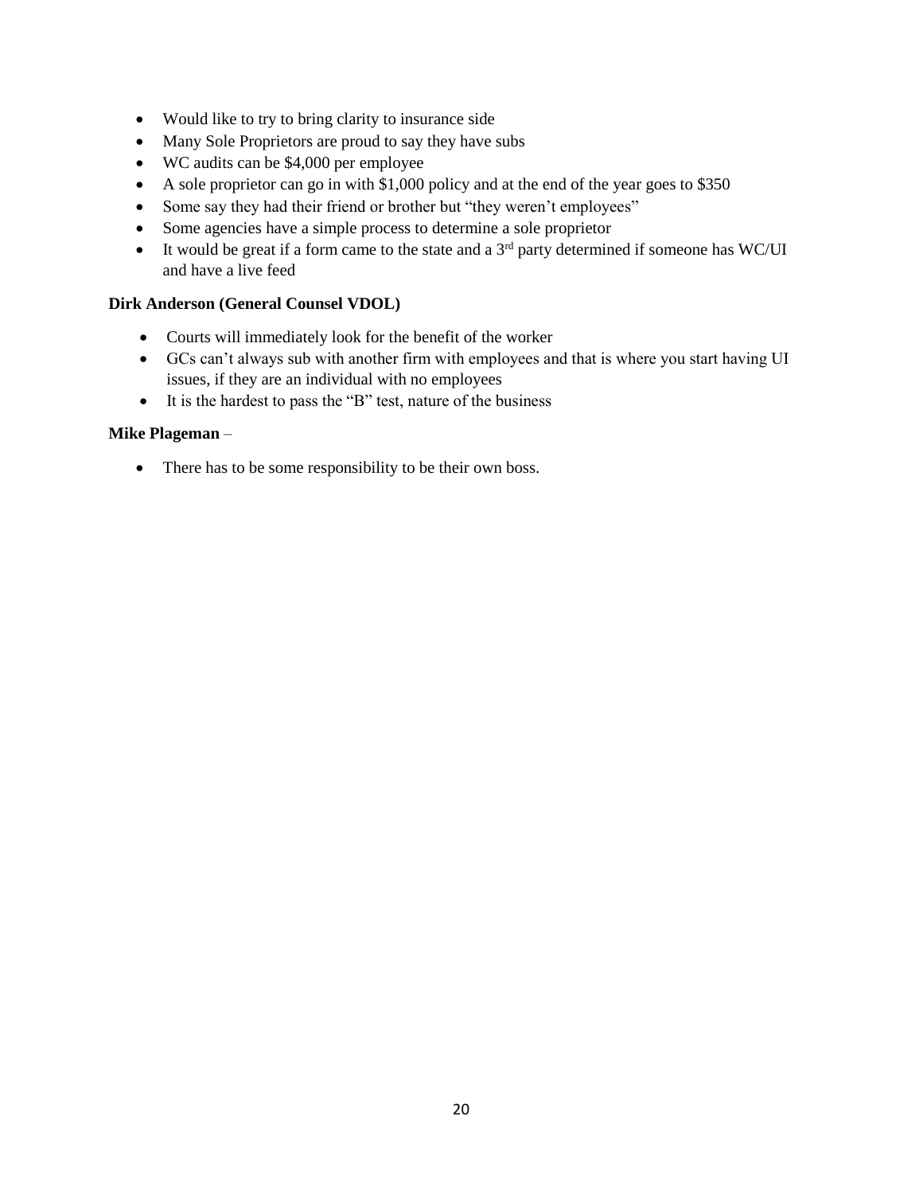- Would like to try to bring clarity to insurance side
- Many Sole Proprietors are proud to say they have subs
- WC audits can be $4,000 per employee
- A sole proprietor can go in with $1,000 policy and at the end of the year goes to $350
- Some say they had their friend or brother but "they weren't employees"
- Some agencies have a simple process to determine a sole proprietor
- It would be great if a form came to the state and a 3rd party determined if someone has WC/UI and have a live feed

**Dirk Anderson (General Counsel VDOL)**

- Courts will immediately look for the benefit of the worker
- GCs can't always sub with another firm with employees and that is where you start having UI issues, if they are an individual with no employees
- It is the hardest to pass the "B" test, nature of the business

**Mike Plageman** –

- There has to be some responsibility to be their own boss.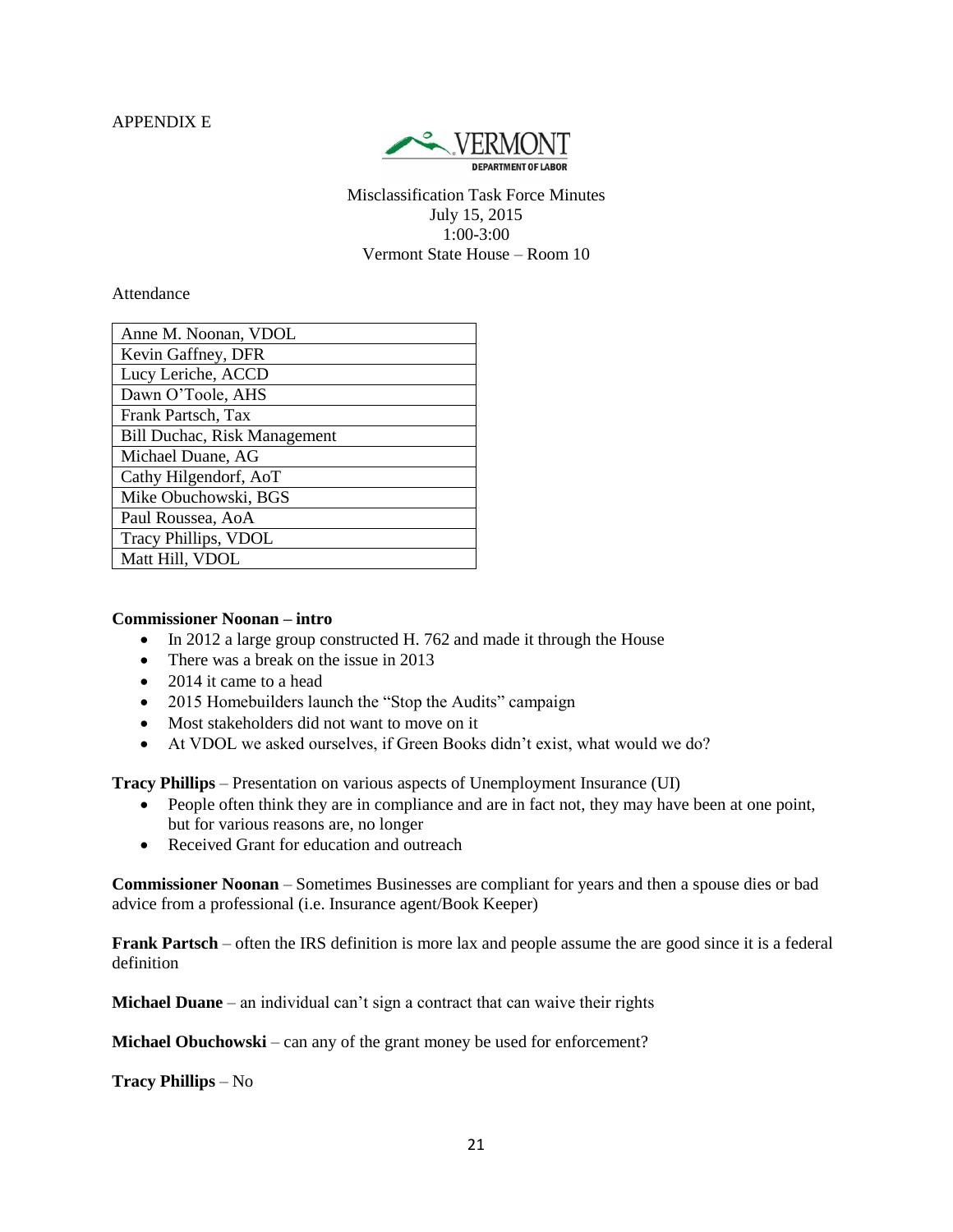APPENDIX E

VERMONT
DEPARTMENT OF LABOR

Misclassification Task Force Minutes
July 15, 2015
1:00-3:00
Vermont State House – Room 10

Attendance

| Anne M. Noonan, VDOL |
|---|
| Kevin Gaffney, DFR |
| Lucy Leriche, ACCD |
| Dawn O'Toole, AHS |
| Frank Partsch, Tax |
| Bill Duchac, Risk Management |
| Michael Duane, AG |
| Cathy Hilgendorf, AoT |
| Mike Obuchowski, BGS |
| Paul Roussea, AoA |
| Tracy Phillips, VDOL |
| Matt Hill, VDOL |

**Commissioner Noonan – intro**

- In 2012 a large group constructed H. 762 and made it through the House
- There was a break on the issue in 2013
- 2014 it came to a head
- 2015 Homebuilders launch the "Stop the Audits" campaign
- Most stakeholders did not want to move on it
- At VDOL we asked ourselves, if Green Books didn't exist, what would we do?

**Tracy Phillips** – Presentation on various aspects of Unemployment Insurance (UI)

- People often think they are in compliance and are in fact not, they may have been at one point, but for various reasons are, no longer
- Received Grant for education and outreach

**Commissioner Noonan** – Sometimes Businesses are compliant for years and then a spouse dies or bad advice from a professional (i.e. Insurance agent/Book Keeper)

**Frank Partsch** – often the IRS definition is more lax and people assume the are good since it is a federal definition

**Michael Duane** – an individual can't sign a contract that can waive their rights

**Michael Obuchowski** – can any of the grant money be used for enforcement?

**Tracy Phillips** – No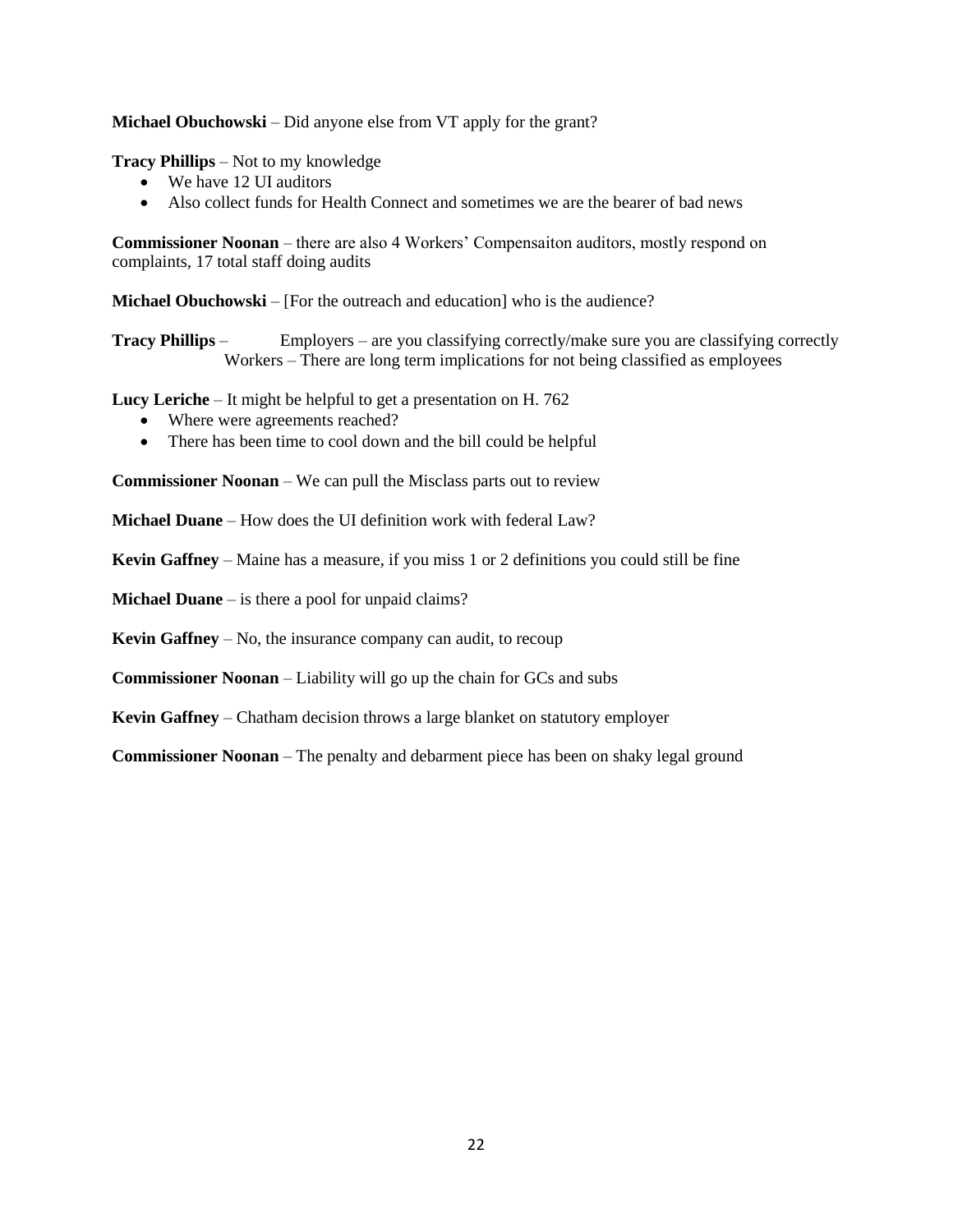**Michael Obuchowski** – Did anyone else from VT apply for the grant?

**Tracy Phillips** – Not to my knowledge

- We have 12 UI auditors
- Also collect funds for Health Connect and sometimes we are the bearer of bad news

**Commissioner Noonan** – there are also 4 Workers' Compensaiton auditors, mostly respond on complaints, 17 total staff doing audits

**Michael Obuchowski** – [For the outreach and education] who is the audience?

**Tracy Phillips** – Employers – are you classifying correctly/make sure you are classifying correctly
Workers – There are long term implications for not being classified as employees

**Lucy Leriche** – It might be helpful to get a presentation on H. 762

- Where were agreements reached?
- There has been time to cool down and the bill could be helpful

**Commissioner Noonan** – We can pull the Misclass parts out to review

**Michael Duane** – How does the UI definition work with federal Law?

**Kevin Gaffney** – Maine has a measure, if you miss 1 or 2 definitions you could still be fine

**Michael Duane** – is there a pool for unpaid claims?

**Kevin Gaffney** – No, the insurance company can audit, to recoup

**Commissioner Noonan** – Liability will go up the chain for GCs and subs

**Kevin Gaffney** – Chatham decision throws a large blanket on statutory employer

**Commissioner Noonan** – The penalty and debarment piece has been on shaky legal ground